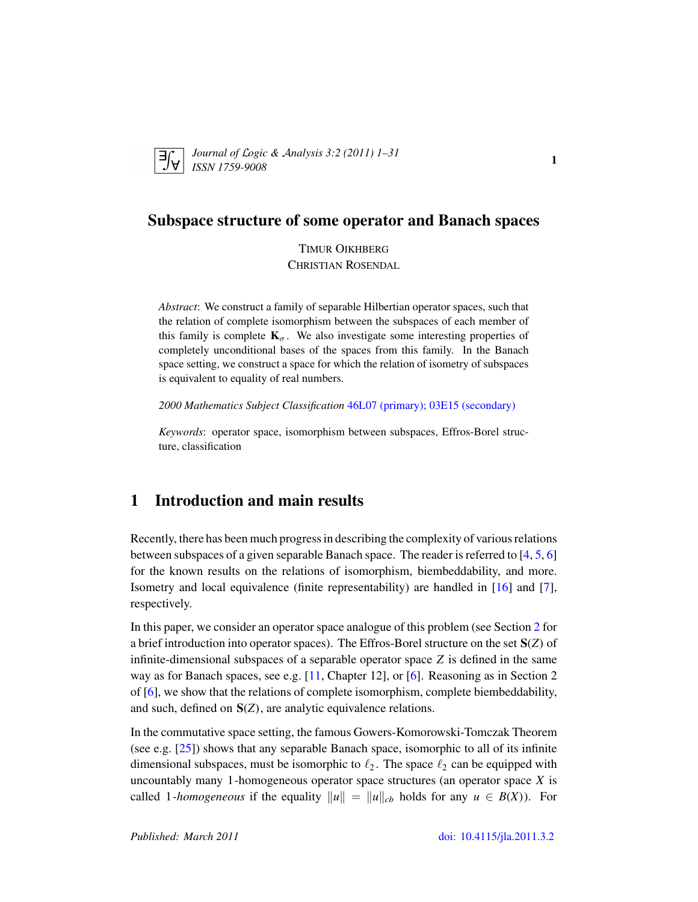# Subspace structure of some operator and Banach spaces

TIMUR OIKHBERG
CHRISTIAN ROSENDAL

*Abstract*: We construct a family of separable Hilbertian operator spaces, such that the relation of complete isomorphism between the subspaces of each member of this family is complete $\mathbf{K}_\sigma$. We also investigate some interesting properties of completely unconditional bases of the spaces from this family. In the Banach space setting, we construct a space for which the relation of isometry of subspaces is equivalent to equality of real numbers.

*2000 Mathematics Subject Classification* 46L07 (primary); 03E15 (secondary)

*Keywords*: operator space, isomorphism between subspaces, Effros-Borel structure, classification

## 1 Introduction and main results

Recently, there has been much progress in describing the complexity of various relations between subspaces of a given separable Banach space. The reader is referred to [4, 5, 6] for the known results on the relations of isomorphism, biembeddability, and more. Isometry and local equivalence (finite representability) are handled in [16] and [7], respectively.

In this paper, we consider an operator space analogue of this problem (see Section 2 for a brief introduction into operator spaces). The Effros-Borel structure on the set $\mathbf{S}(Z)$ of infinite-dimensional subspaces of a separable operator space $Z$ is defined in the same way as for Banach spaces, see e.g. [11, Chapter 12], or [6]. Reasoning as in Section 2 of [6], we show that the relations of complete isomorphism, complete biembeddability, and such, defined on $\mathbf{S}(Z)$, are analytic equivalence relations.

In the commutative space setting, the famous Gowers-Komorowski-Tomczak Theorem (see e.g. [25]) shows that any separable Banach space, isomorphic to all of its infinite dimensional subspaces, must be isomorphic to $\ell_2$. The space $\ell_2$ can be equipped with uncountably many 1-homogeneous operator space structures (an operator space $X$ is called 1-*homogeneous* if the equality $\|u\| = \|u\|_{cb}$ holds for any $u \in B(X)$). For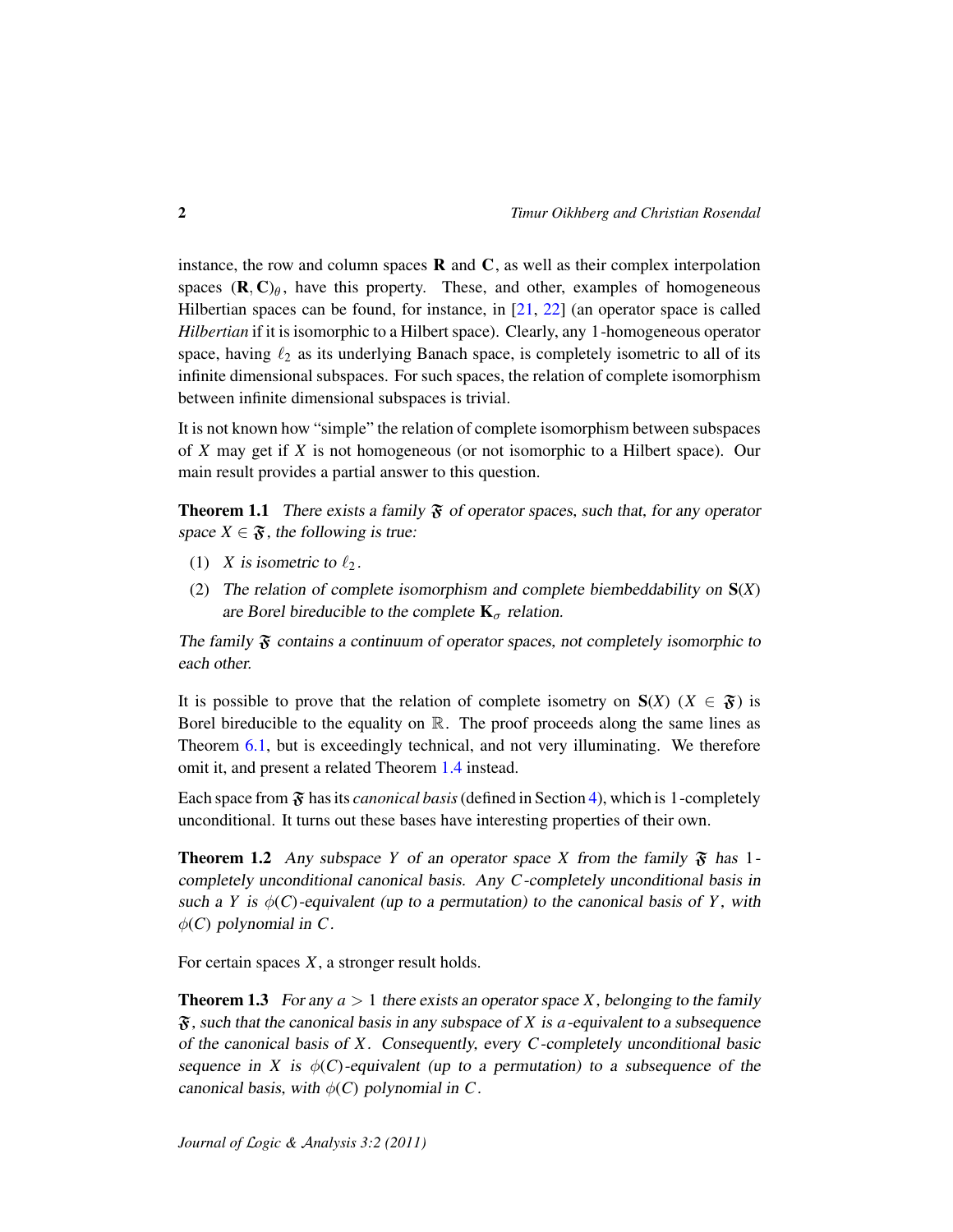instance, the row and column spaces $\mathbf{R}$ and $\mathbf{C}$, as well as their complex interpolation spaces $(\mathbf{R}, \mathbf{C})_\theta$, have this property. These, and other, examples of homogeneous Hilbertian spaces can be found, for instance, in [21, 22] (an operator space is called *Hilbertian* if it is isomorphic to a Hilbert space). Clearly, any 1-homogeneous operator space, having $\ell_2$ as its underlying Banach space, is completely isometric to all of its infinite dimensional subspaces. For such spaces, the relation of complete isomorphism between infinite dimensional subspaces is trivial.

It is not known how "simple" the relation of complete isomorphism between subspaces of $X$ may get if $X$ is not homogeneous (or not isomorphic to a Hilbert space). Our main result provides a partial answer to this question.

**Theorem 1.1** *There exists a family $\mathfrak{F}$ of operator spaces, such that, for any operator space $X \in \mathfrak{F}$, the following is true:*

1. *$X$ is isometric to $\ell_2$.*
2. *The relation of complete isomorphism and complete biembeddability on $\mathbf{S}(X)$ are Borel bireducible to the complete $\mathbf{K}_\sigma$ relation.*

*The family $\mathfrak{F}$ contains a continuum of operator spaces, not completely isomorphic to each other.*

It is possible to prove that the relation of complete isometry on $\mathbf{S}(X)$ ($X \in \mathfrak{F}$) is Borel bireducible to the equality on $\mathbb{R}$. The proof proceeds along the same lines as Theorem 6.1, but is exceedingly technical, and not very illuminating. We therefore omit it, and present a related Theorem 1.4 instead.

Each space from $\mathfrak{F}$ has its *canonical basis* (defined in Section 4), which is 1-completely unconditional. It turns out these bases have interesting properties of their own.

**Theorem 1.2** *Any subspace $Y$ of an operator space $X$ from the family $\mathfrak{F}$ has 1-completely unconditional canonical basis. Any $C$-completely unconditional basis in such a $Y$ is $\phi(C)$-equivalent (up to a permutation) to the canonical basis of $Y$, with $\phi(C)$ polynomial in $C$.*

For certain spaces $X$, a stronger result holds.

**Theorem 1.3** *For any $a > 1$ there exists an operator space $X$, belonging to the family $\mathfrak{F}$, such that the canonical basis in any subspace of $X$ is $a$-equivalent to a subsequence of the canonical basis of $X$. Consequently, every $C$-completely unconditional basic sequence in $X$ is $\phi(C)$-equivalent (up to a permutation) to a subsequence of the canonical basis, with $\phi(C)$ polynomial in $C$.*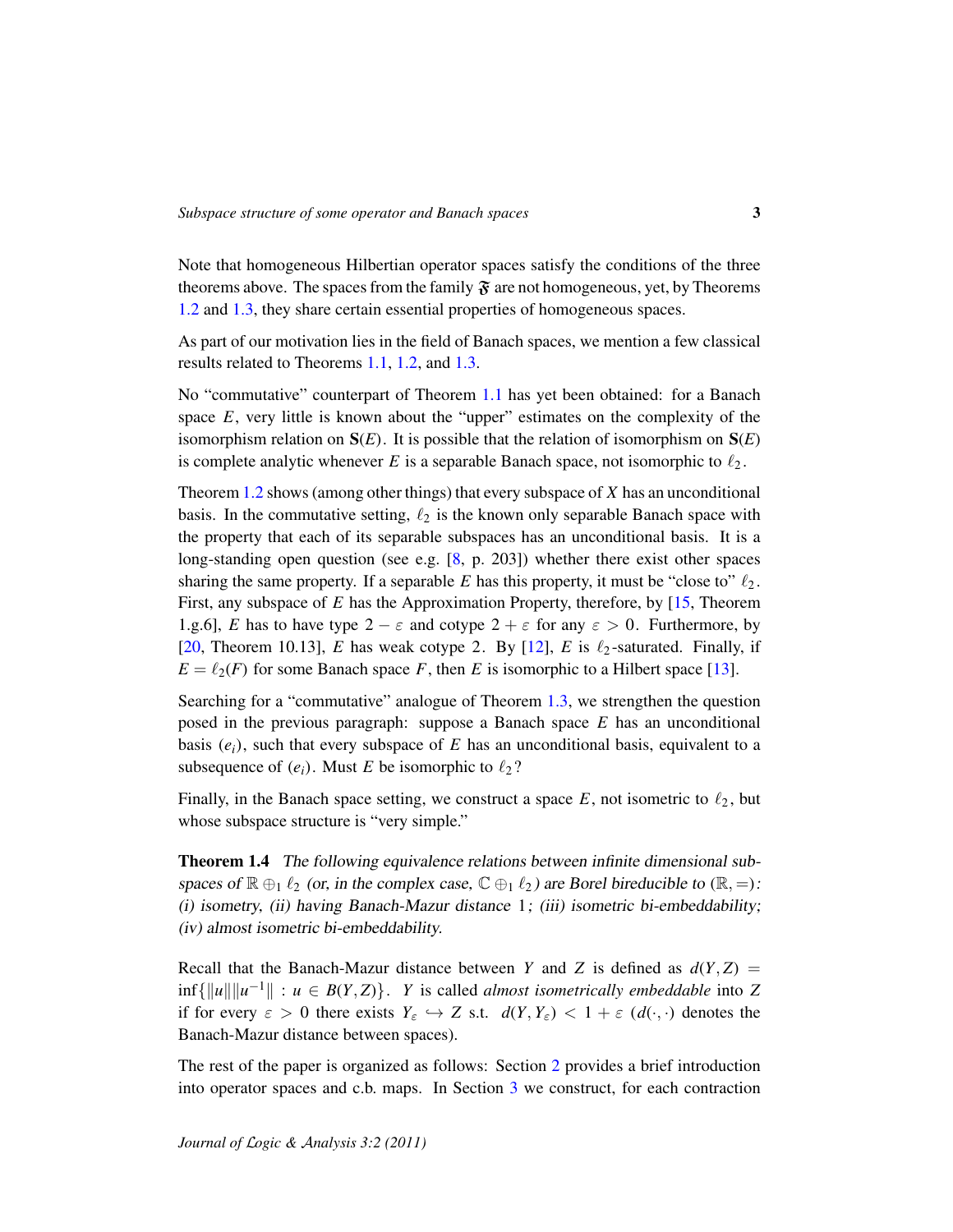Note that homogeneous Hilbertian operator spaces satisfy the conditions of the three theorems above. The spaces from the family $\mathfrak{F}$ are not homogeneous, yet, by Theorems 1.2 and 1.3, they share certain essential properties of homogeneous spaces.

As part of our motivation lies in the field of Banach spaces, we mention a few classical results related to Theorems 1.1, 1.2, and 1.3.

No "commutative" counterpart of Theorem 1.1 has yet been obtained: for a Banach space $E$, very little is known about the "upper" estimates on the complexity of the isomorphism relation on $\mathbf{S}(E)$. It is possible that the relation of isomorphism on $\mathbf{S}(E)$ is complete analytic whenever $E$ is a separable Banach space, not isomorphic to $\ell_2$.

Theorem 1.2 shows (among other things) that every subspace of $X$ has an unconditional basis. In the commutative setting, $\ell_2$ is the known only separable Banach space with the property that each of its separable subspaces has an unconditional basis. It is a long-standing open question (see e.g. [8, p. 203]) whether there exist other spaces sharing the same property. If a separable $E$ has this property, it must be "close to" $\ell_2$. First, any subspace of $E$ has the Approximation Property, therefore, by [15, Theorem 1.g.6], $E$ has to have type $2 - \varepsilon$ and cotype $2 + \varepsilon$ for any $\varepsilon > 0$. Furthermore, by [20, Theorem 10.13], $E$ has weak cotype $2$. By [12], $E$ is $\ell_2$-saturated. Finally, if $E = \ell_2(F)$ for some Banach space $F$, then $E$ is isomorphic to a Hilbert space [13].

Searching for a "commutative" analogue of Theorem 1.3, we strengthen the question posed in the previous paragraph: suppose a Banach space $E$ has an unconditional basis $(e_i)$, such that every subspace of $E$ has an unconditional basis, equivalent to a subsequence of $(e_i)$. Must $E$ be isomorphic to $\ell_2$?

Finally, in the Banach space setting, we construct a space $E$, not isometric to $\ell_2$, but whose subspace structure is "very simple."

**Theorem 1.4** *The following equivalence relations between infinite dimensional subspaces of $\mathbb{R} \oplus_1 \ell_2$ (or, in the complex case, $\mathbb{C} \oplus_1 \ell_2$) are Borel bireducible to $(\mathbb{R}, =)$: (i) isometry, (ii) having Banach-Mazur distance $1$; (iii) isometric bi-embeddability; (iv) almost isometric bi-embeddability.*

Recall that the Banach-Mazur distance between $Y$ and $Z$ is defined as $d(Y,Z) = \inf\{\|u\|\|u^{-1}\| : u \in B(Y,Z)\}$. $Y$ is called *almost isometrically embeddable* into $Z$ if for every $\varepsilon > 0$ there exists $Y_\varepsilon \hookrightarrow Z$ s.t. $d(Y, Y_\varepsilon) < 1 + \varepsilon$ ($d(\cdot,\cdot)$ denotes the Banach-Mazur distance between spaces).

The rest of the paper is organized as follows: Section 2 provides a brief introduction into operator spaces and c.b. maps. In Section 3 we construct, for each contraction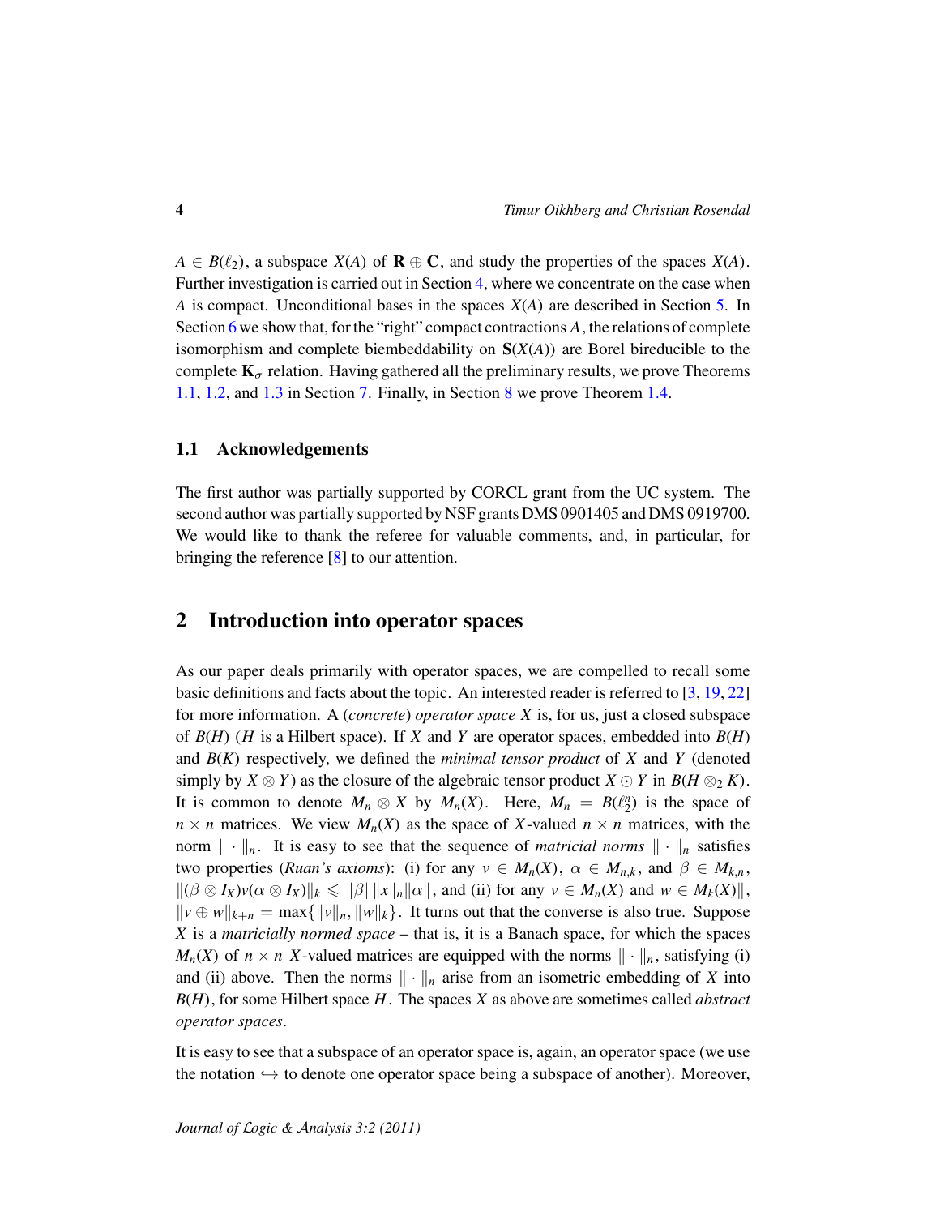$A \in B(\ell_2)$, a subspace $X(A)$ of $\mathbf{R} \oplus \mathbf{C}$, and study the properties of the spaces $X(A)$. Further investigation is carried out in Section 4, where we concentrate on the case when $A$ is compact. Unconditional bases in the spaces $X(A)$ are described in Section 5. In Section 6 we show that, for the "right" compact contractions $A$, the relations of complete isomorphism and complete biembeddability on $\mathbf{S}(X(A))$ are Borel bireducible to the complete $\mathbf{K}_\sigma$ relation. Having gathered all the preliminary results, we prove Theorems 1.1, 1.2, and 1.3 in Section 7. Finally, in Section 8 we prove Theorem 1.4.

## 1.1 Acknowledgements

The first author was partially supported by CORCL grant from the UC system. The second author was partially supported by NSF grants DMS 0901405 and DMS 0919700. We would like to thank the referee for valuable comments, and, in particular, for bringing the reference [8] to our attention.

# 2 Introduction into operator spaces

As our paper deals primarily with operator spaces, we are compelled to recall some basic definitions and facts about the topic. An interested reader is referred to [3, 19, 22] for more information. A (*concrete*) *operator space* $X$ is, for us, just a closed subspace of $B(H)$ ($H$ is a Hilbert space). If $X$ and $Y$ are operator spaces, embedded into $B(H)$ and $B(K)$ respectively, we defined the *minimal tensor product* of $X$ and $Y$ (denoted simply by $X \otimes Y$) as the closure of the algebraic tensor product $X \odot Y$ in $B(H \otimes_2 K)$. It is common to denote $M_n \otimes X$ by $M_n(X)$. Here, $M_n = B(\ell_2^n)$ is the space of $n \times n$ matrices. We view $M_n(X)$ as the space of $X$-valued $n \times n$ matrices, with the norm $\| \cdot \|_n$. It is easy to see that the sequence of *matricial norms* $\| \cdot \|_n$ satisfies two properties (*Ruan's axioms*): (i) for any $v \in M_n(X)$, $\alpha \in M_{n,k}$, and $\beta \in M_{k,n}$, $\|(\beta \otimes I_X) v (\alpha \otimes I_X)\|_k \leqslant \|\beta\| \|x\|_n \|\alpha\|$, and (ii) for any $v \in M_n(X)$ and $w \in M_k(X)\|$, $\|v \oplus w\|_{k+n} = \max\{\|v\|_n, \|w\|_k\}$. It turns out that the converse is also true. Suppose $X$ is a *matricially normed space* – that is, it is a Banach space, for which the spaces $M_n(X)$ of $n \times n$ $X$-valued matrices are equipped with the norms $\| \cdot \|_n$, satisfying (i) and (ii) above. Then the norms $\| \cdot \|_n$ arise from an isometric embedding of $X$ into $B(H)$, for some Hilbert space $H$. The spaces $X$ as above are sometimes called *abstract operator spaces*.

It is easy to see that a subspace of an operator space is, again, an operator space (we use the notation $\hookrightarrow$ to denote one operator space being a subspace of another). Moreover,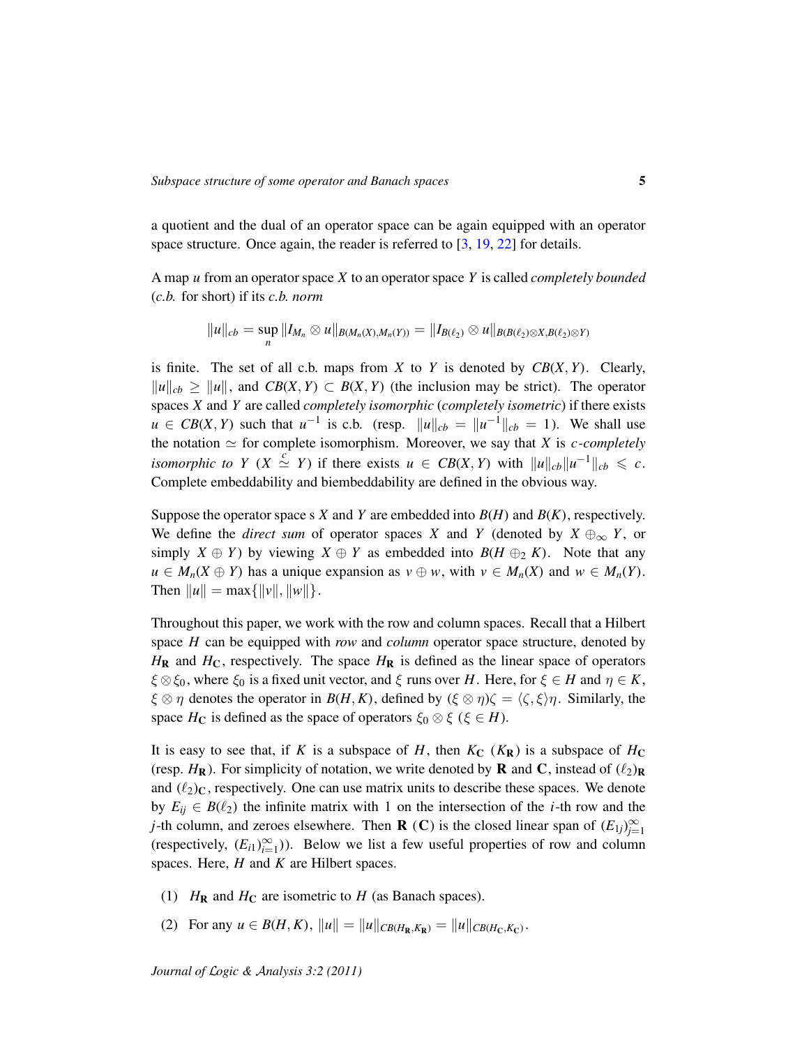a quotient and the dual of an operator space can be again equipped with an operator space structure. Once again, the reader is referred to [3, 19, 22] for details.

A map $u$ from an operator space $X$ to an operator space $Y$ is called *completely bounded* (*c.b.* for short) if its *c.b. norm*

$$\|u\|_{cb} = \sup_n \|I_{M_n} \otimes u\|_{B(M_n(X),M_n(Y))} = \|I_{B(\ell_2)} \otimes u\|_{B(B(\ell_2)\otimes X, B(\ell_2)\otimes Y)}$$

is finite. The set of all c.b. maps from $X$ to $Y$ is denoted by $CB(X,Y)$. Clearly, $\|u\|_{cb} \geq \|u\|$, and $CB(X,Y) \subset B(X,Y)$ (the inclusion may be strict). The operator spaces $X$ and $Y$ are called *completely isomorphic* (*completely isometric*) if there exists $u \in CB(X,Y)$ such that $u^{-1}$ is c.b. (resp. $\|u\|_{cb} = \|u^{-1}\|_{cb} = 1$). We shall use the notation $\simeq$ for complete isomorphism. Moreover, we say that $X$ is *c-completely isomorphic to* $Y$ ($X \overset{c}{\simeq} Y$) if there exists $u \in CB(X,Y)$ with $\|u\|_{cb}\|u^{-1}\|_{cb} \leqslant c$. Complete embeddability and biembeddability are defined in the obvious way.

Suppose the operator space s $X$ and $Y$ are embedded into $B(H)$ and $B(K)$, respectively. We define the *direct sum* of operator spaces $X$ and $Y$ (denoted by $X \oplus_\infty Y$, or simply $X \oplus Y$) by viewing $X \oplus Y$ as embedded into $B(H \oplus_2 K)$. Note that any $u \in M_n(X \oplus Y)$ has a unique expansion as $v \oplus w$, with $v \in M_n(X)$ and $w \in M_n(Y)$. Then $\|u\| = \max\{\|v\|, \|w\|\}$.

Throughout this paper, we work with the row and column spaces. Recall that a Hilbert space $H$ can be equipped with *row* and *column* operator space structure, denoted by $H_{\mathbf{R}}$ and $H_{\mathbf{C}}$, respectively. The space $H_{\mathbf{R}}$ is defined as the linear space of operators $\xi \otimes \xi_0$, where $\xi_0$ is a fixed unit vector, and $\xi$ runs over $H$. Here, for $\xi \in H$ and $\eta \in K$, $\xi \otimes \eta$ denotes the operator in $B(H,K)$, defined by $(\xi \otimes \eta)\zeta = \langle \zeta, \xi \rangle \eta$. Similarly, the space $H_{\mathbf{C}}$ is defined as the space of operators $\xi_0 \otimes \xi$ ($\xi \in H$).

It is easy to see that, if $K$ is a subspace of $H$, then $K_{\mathbf{C}}$ ($K_{\mathbf{R}}$) is a subspace of $H_{\mathbf{C}}$ (resp. $H_{\mathbf{R}}$). For simplicity of notation, we write denoted by $\mathbf{R}$ and $\mathbf{C}$, instead of $(\ell_2)_{\mathbf{R}}$ and $(\ell_2)_{\mathbf{C}}$, respectively. One can use matrix units to describe these spaces. We denote by $E_{ij} \in B(\ell_2)$ the infinite matrix with 1 on the intersection of the $i$-th row and the $j$-th column, and zeroes elsewhere. Then $\mathbf{R}$ ($\mathbf{C}$) is the closed linear span of $(E_{1j})_{j=1}^\infty$ (respectively, $(E_{i1})_{i=1}^\infty$)). Below we list a few useful properties of row and column spaces. Here, $H$ and $K$ are Hilbert spaces.

(1) $H_{\mathbf{R}}$ and $H_{\mathbf{C}}$ are isometric to $H$ (as Banach spaces).

(2) For any $u \in B(H,K)$, $\|u\| = \|u\|_{CB(H_{\mathbf{R}},K_{\mathbf{R}})} = \|u\|_{CB(H_{\mathbf{C}},K_{\mathbf{C}})}$.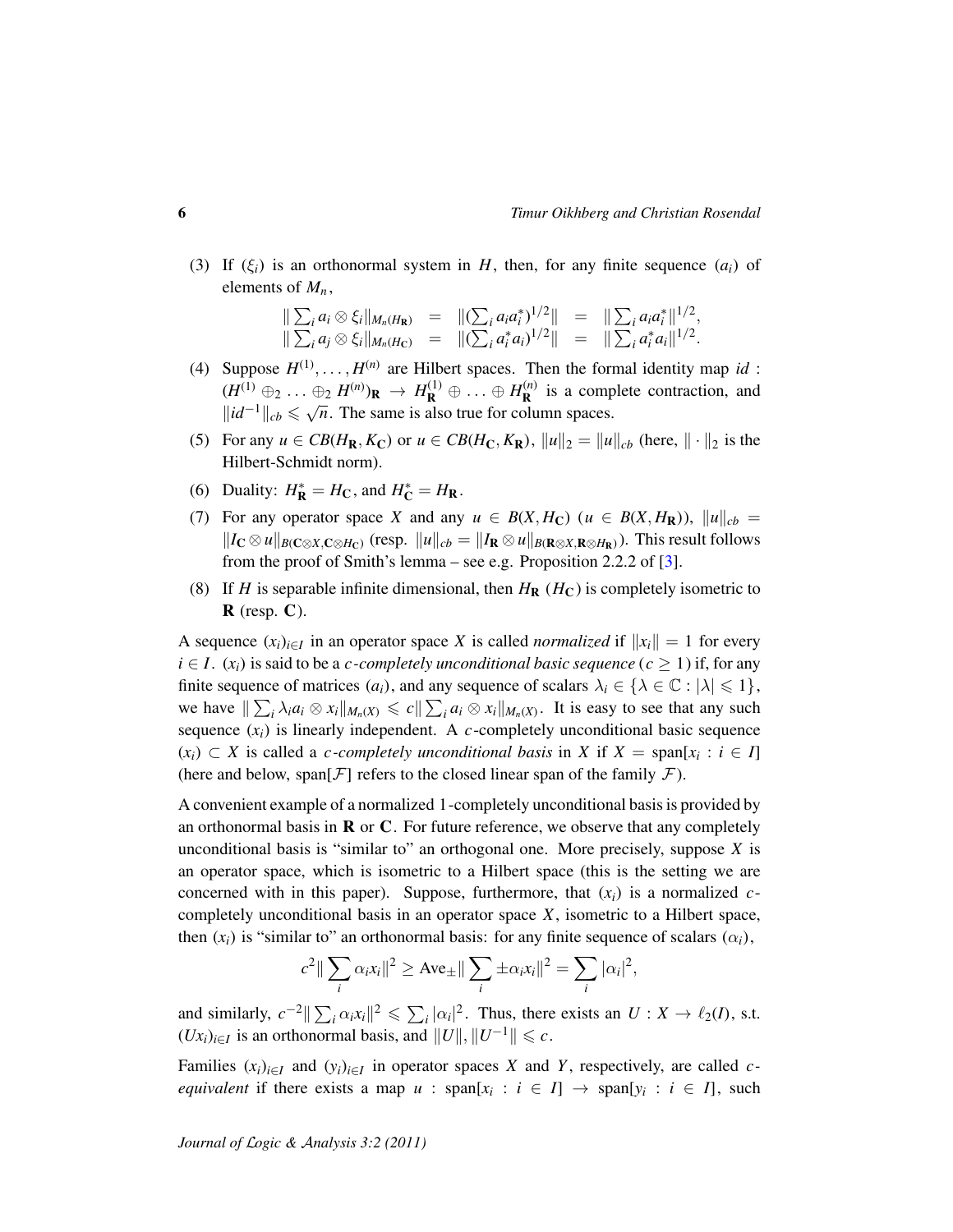(3) If $(\xi_i)$ is an orthonormal system in $H$, then, for any finite sequence $(a_i)$ of elements of $M_n$,

$$\begin{array}{rcccl} \|\sum_i a_i \otimes \xi_i\|_{M_n(H_{\mathbf{R}})} & = & \|(\sum_i a_i a_i^*)^{1/2}\| & = & \|\sum_i a_i a_i^*\|^{1/2}, \\ \|\sum_i a_j \otimes \xi_i\|_{M_n(H_{\mathbf{C}})} & = & \|(\sum_i a_i^* a_i)^{1/2}\| & = & \|\sum_i a_i^* a_i\|^{1/2}. \end{array}$$

(4) Suppose $H^{(1)}, \ldots, H^{(n)}$ are Hilbert spaces. Then the formal identity map $id : (H^{(1)} \oplus_2 \ldots \oplus_2 H^{(n)})_{\mathbf{R}} \to H^{(1)}_{\mathbf{R}} \oplus \ldots \oplus H^{(n)}_{\mathbf{R}}$ is a complete contraction, and $\|id^{-1}\|_{cb} \leqslant \sqrt{n}$. The same is also true for column spaces.

(5) For any $u \in CB(H_{\mathbf{R}}, K_{\mathbf{C}})$ or $u \in CB(H_{\mathbf{C}}, K_{\mathbf{R}})$, $\|u\|_2 = \|u\|_{cb}$ (here, $\|\cdot\|_2$ is the Hilbert-Schmidt norm).

(6) Duality: $H^*_{\mathbf{R}} = H_{\mathbf{C}}$, and $H^*_{\mathbf{C}} = H_{\mathbf{R}}$.

(7) For any operator space $X$ and any $u \in B(X, H_{\mathbf{C}})$ ($u \in B(X, H_{\mathbf{R}})$), $\|u\|_{cb} = \|I_{\mathbf{C}} \otimes u\|_{B(\mathbf{C} \otimes X, \mathbf{C} \otimes H_{\mathbf{C}})}$ (resp. $\|u\|_{cb} = \|I_{\mathbf{R}} \otimes u\|_{B(\mathbf{R} \otimes X, \mathbf{R} \otimes H_{\mathbf{R}})}$). This result follows from the proof of Smith's lemma – see e.g. Proposition 2.2.2 of [3].

(8) If $H$ is separable infinite dimensional, then $H_{\mathbf{R}}$ ($H_{\mathbf{C}}$) is completely isometric to $\mathbf{R}$ (resp. $\mathbf{C}$).

A sequence $(x_i)_{i \in I}$ in an operator space $X$ is called *normalized* if $\|x_i\| = 1$ for every $i \in I$. $(x_i)$ is said to be a *$c$-completely unconditional basic sequence* ($c \geq 1$) if, for any finite sequence of matrices $(a_i)$, and any sequence of scalars $\lambda_i \in \{\lambda \in \mathbb{C} : |\lambda| \leqslant 1\}$, we have $\|\sum_i \lambda_i a_i \otimes x_i\|_{M_n(X)} \leqslant c\|\sum_i a_i \otimes x_i\|_{M_n(X)}$. It is easy to see that any such sequence $(x_i)$ is linearly independent. A $c$-completely unconditional basic sequence $(x_i) \subset X$ is called a *$c$-completely unconditional basis* in $X$ if $X = \text{span}[x_i : i \in I]$ (here and below, span$[\mathcal{F}]$ refers to the closed linear span of the family $\mathcal{F}$).

A convenient example of a normalized 1-completely unconditional basis is provided by an orthonormal basis in $\mathbf{R}$ or $\mathbf{C}$. For future reference, we observe that any completely unconditional basis is "similar to" an orthogonal one. More precisely, suppose $X$ is an operator space, which is isometric to a Hilbert space (this is the setting we are concerned with in this paper). Suppose, furthermore, that $(x_i)$ is a normalized $c$-completely unconditional basis in an operator space $X$, isometric to a Hilbert space, then $(x_i)$ is "similar to" an orthonormal basis: for any finite sequence of scalars $(\alpha_i)$,

$$c^2 \|\sum_i \alpha_i x_i\|^2 \geq \text{Ave}_{\pm} \|\sum_i \pm \alpha_i x_i\|^2 = \sum_i |\alpha_i|^2,$$

and similarly, $c^{-2}\|\sum_i \alpha_i x_i\|^2 \leqslant \sum_i |\alpha_i|^2$. Thus, there exists an $U : X \to \ell_2(I)$, s.t. $(Ux_i)_{i \in I}$ is an orthonormal basis, and $\|U\|, \|U^{-1}\| \leqslant c$.

Families $(x_i)_{i \in I}$ and $(y_i)_{i \in I}$ in operator spaces $X$ and $Y$, respectively, are called *$c$-equivalent* if there exists a map $u : \text{span}[x_i : i \in I] \to \text{span}[y_i : i \in I]$, such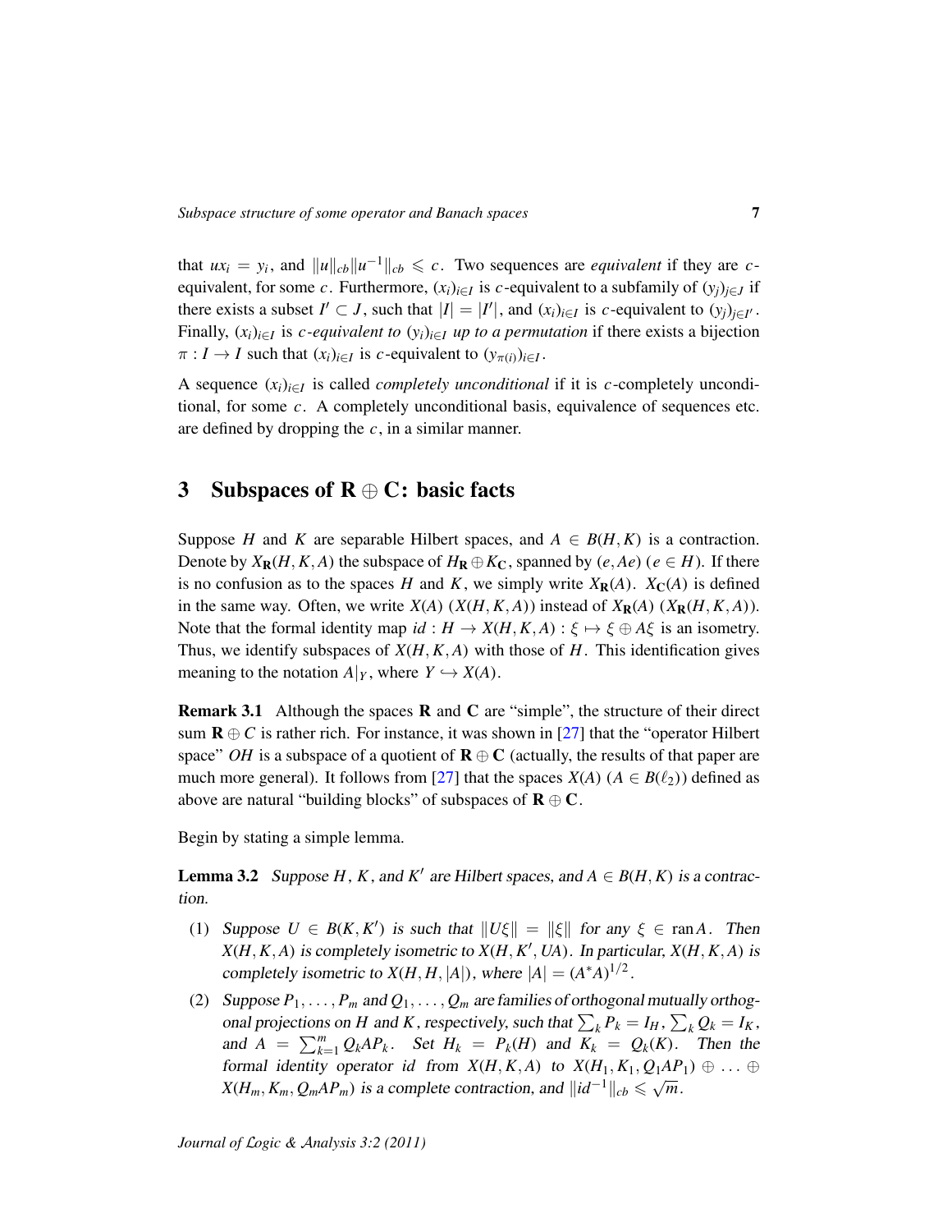that $ux_i = y_i$, and $\|u\|_{cb}\|u^{-1}\|_{cb} \leqslant c$. Two sequences are *equivalent* if they are $c$-equivalent, for some $c$. Furthermore, $(x_i)_{i\in I}$ is $c$-equivalent to a subfamily of $(y_j)_{j\in J}$ if there exists a subset $I' \subset J$, such that $|I| = |I'|$, and $(x_i)_{i\in I}$ is $c$-equivalent to $(y_j)_{j\in I'}$. Finally, $(x_i)_{i\in I}$ is *$c$-equivalent to $(y_i)_{i\in I}$ up to a permutation* if there exists a bijection $\pi : I \to I$ such that $(x_i)_{i\in I}$ is $c$-equivalent to $(y_{\pi(i)})_{i\in I}$.

A sequence $(x_i)_{i\in I}$ is called *completely unconditional* if it is $c$-completely unconditional, for some $c$. A completely unconditional basis, equivalence of sequences etc. are defined by dropping the $c$, in a similar manner.

## 3 Subspaces of $\mathbf{R} \oplus \mathbf{C}$: basic facts

Suppose $H$ and $K$ are separable Hilbert spaces, and $A \in B(H, K)$ is a contraction. Denote by $X_{\mathbf{R}}(H, K, A)$ the subspace of $H_{\mathbf{R}} \oplus K_{\mathbf{C}}$, spanned by $(e, Ae)$ ($e \in H$). If there is no confusion as to the spaces $H$ and $K$, we simply write $X_{\mathbf{R}}(A)$. $X_{\mathbf{C}}(A)$ is defined in the same way. Often, we write $X(A)$ ($X(H, K, A)$) instead of $X_{\mathbf{R}}(A)$ ($X_{\mathbf{R}}(H, K, A)$). Note that the formal identity map $id : H \to X(H, K, A) : \xi \mapsto \xi \oplus A\xi$ is an isometry. Thus, we identify subspaces of $X(H, K, A)$ with those of $H$. This identification gives meaning to the notation $A|_Y$, where $Y \hookrightarrow X(A)$.

**Remark 3.1** Although the spaces $\mathbf{R}$ and $\mathbf{C}$ are "simple", the structure of their direct sum $\mathbf{R} \oplus C$ is rather rich. For instance, it was shown in [27] that the "operator Hilbert space" $OH$ is a subspace of a quotient of $\mathbf{R} \oplus \mathbf{C}$ (actually, the results of that paper are much more general). It follows from [27] that the spaces $X(A)$ ($A \in B(\ell_2)$) defined as above are natural "building blocks" of subspaces of $\mathbf{R} \oplus \mathbf{C}$.

Begin by stating a simple lemma.

**Lemma 3.2** *Suppose $H$, $K$, and $K'$ are Hilbert spaces, and $A \in B(H, K)$ is a contraction.*

1. *Suppose $U \in B(K, K')$ is such that $\|U\xi\| = \|\xi\|$ for any $\xi \in \operatorname{ran} A$. Then $X(H, K, A)$ is completely isometric to $X(H, K', UA)$. In particular, $X(H, K, A)$ is completely isometric to $X(H, H, |A|)$, where $|A| = (A^*A)^{1/2}$.*
2. *Suppose $P_1, \ldots, P_m$ and $Q_1, \ldots, Q_m$ are families of orthogonal mutually orthogonal projections on $H$ and $K$, respectively, such that $\sum_k P_k = I_H$, $\sum_k Q_k = I_K$, and $A = \sum_{k=1}^m Q_k A P_k$. Set $H_k = P_k(H)$ and $K_k = Q_k(K)$. Then the formal identity operator $id$ from $X(H, K, A)$ to $X(H_1, K_1, Q_1AP_1) \oplus \ldots \oplus X(H_m, K_m, Q_mAP_m)$ is a complete contraction, and $\|id^{-1}\|_{cb} \leqslant \sqrt{m}$.*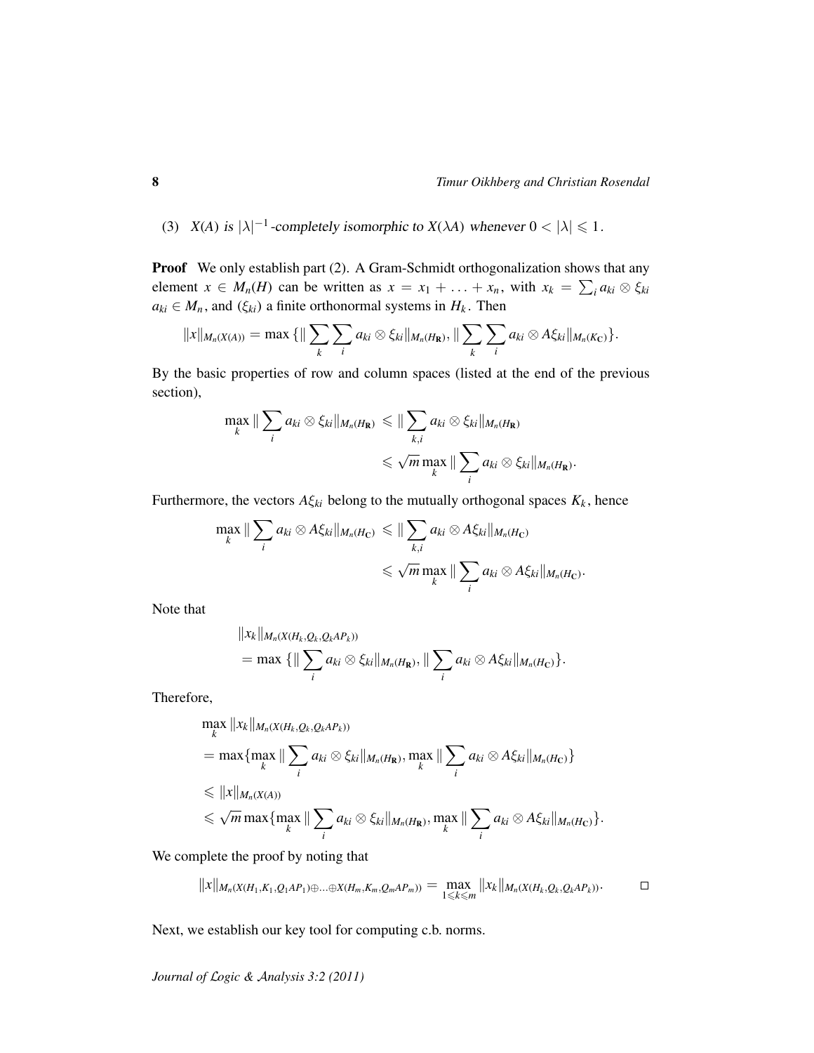(3) $X(A)$ is $|\lambda|^{-1}$-completely isomorphic to $X(\lambda A)$ whenever $0 < |\lambda| \leqslant 1$.

**Proof** We only establish part (2). A Gram-Schmidt orthogonalization shows that any element $x \in M_n(H)$ can be written as $x = x_1 + \ldots + x_n$, with $x_k = \sum_i a_{ki} \otimes \xi_{ki}$ $a_{ki} \in M_n$, and $(\xi_{ki})$ a finite orthonormal systems in $H_k$. Then

$$\|x\|_{M_n(X(A))} = \max\{\|\sum_k \sum_i a_{ki} \otimes \xi_{ki}\|_{M_n(H_{\mathbf{R}})}, \|\sum_k \sum_i a_{ki} \otimes A\xi_{ki}\|_{M_n(K_{\mathbf{C}})}\}.$$

By the basic properties of row and column spaces (listed at the end of the previous section),

$$\begin{aligned}\max_k \|\sum_i a_{ki} \otimes \xi_{ki}\|_{M_n(H_{\mathbf{R}})} &\leqslant \|\sum_{k,i} a_{ki} \otimes \xi_{ki}\|_{M_n(H_{\mathbf{R}})} \\ &\leqslant \sqrt{m} \max_k \|\sum_i a_{ki} \otimes \xi_{ki}\|_{M_n(H_{\mathbf{R}})}.\end{aligned}$$

Furthermore, the vectors $A\xi_{ki}$ belong to the mutually orthogonal spaces $K_k$, hence

$$\begin{aligned}\max_k \|\sum_i a_{ki} \otimes A\xi_{ki}\|_{M_n(H_{\mathbf{C}})} &\leqslant \|\sum_{k,i} a_{ki} \otimes A\xi_{ki}\|_{M_n(H_{\mathbf{C}})} \\ &\leqslant \sqrt{m} \max_k \|\sum_i a_{ki} \otimes A\xi_{ki}\|_{M_n(H_{\mathbf{C}})}.\end{aligned}$$

Note that

$$\begin{aligned}&\|x_k\|_{M_n(X(H_k,Q_k,Q_kAP_k))} \\ &= \max\{\|\sum_i a_{ki} \otimes \xi_{ki}\|_{M_n(H_{\mathbf{R}})}, \|\sum_i a_{ki} \otimes A\xi_{ki}\|_{M_n(H_{\mathbf{C}})}\}.\end{aligned}$$

Therefore,

$$\begin{aligned}&\max_k \|x_k\|_{M_n(X(H_k,Q_k,Q_kAP_k))} \\ &= \max\{\max_k \|\sum_i a_{ki} \otimes \xi_{ki}\|_{M_n(H_{\mathbf{R}})}, \max_k \|\sum_i a_{ki} \otimes A\xi_{ki}\|_{M_n(H_{\mathbf{C}})}\} \\ &\leqslant \|x\|_{M_n(X(A))} \\ &\leqslant \sqrt{m} \max\{\max_k \|\sum_i a_{ki} \otimes \xi_{ki}\|_{M_n(H_{\mathbf{R}})}, \max_k \|\sum_i a_{ki} \otimes A\xi_{ki}\|_{M_n(H_{\mathbf{C}})}\}.\end{aligned}$$

We complete the proof by noting that

$$\|x\|_{M_n(X(H_1,K_1,Q_1AP_1)\oplus\ldots\oplus X(H_m,K_m,Q_mAP_m))} = \max_{1\leqslant k\leqslant m} \|x_k\|_{M_n(X(H_k,Q_k,Q_kAP_k))}. \qquad \square$$

Next, we establish our key tool for computing c.b. norms.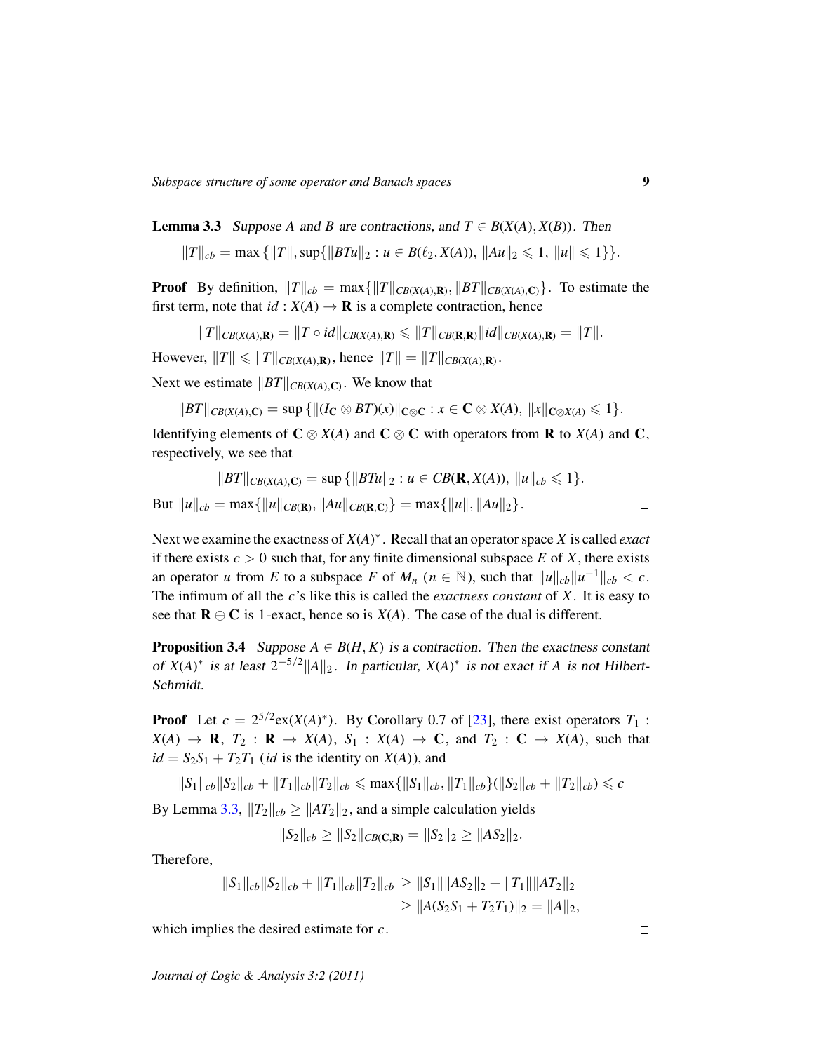**Lemma 3.3** *Suppose $A$ and $B$ are contractions, and $T \in B(X(A), X(B))$. Then*

$$\|T\|_{cb} = \max\{\|T\|, \sup\{\|BTu\|_2 : u \in B(\ell_2, X(A)),\ \|Au\|_2 \leqslant 1,\ \|u\| \leqslant 1\}\}.$$

**Proof** By definition, $\|T\|_{cb} = \max\{\|T\|_{CB(X(A),\mathbf{R})}, \|BT\|_{CB(X(A),\mathbf{C})}\}$. To estimate the first term, note that $id : X(A) \to \mathbf{R}$ is a complete contraction, hence

$$\|T\|_{CB(X(A),\mathbf{R})} = \|T \circ id\|_{CB(X(A),\mathbf{R})} \leqslant \|T\|_{CB(\mathbf{R},\mathbf{R})}\|id\|_{CB(X(A),\mathbf{R})} = \|T\|.$$

However, $\|T\| \leqslant \|T\|_{CB(X(A),\mathbf{R})}$, hence $\|T\| = \|T\|_{CB(X(A),\mathbf{R})}$.

Next we estimate $\|BT\|_{CB(X(A),\mathbf{C})}$. We know that

$$\|BT\|_{CB(X(A),\mathbf{C})} = \sup\{\|(I_\mathbf{C} \otimes BT)(x)\|_{\mathbf{C}\otimes\mathbf{C}} : x \in \mathbf{C} \otimes X(A),\ \|x\|_{\mathbf{C}\otimes X(A)} \leqslant 1\}.$$

Identifying elements of $\mathbf{C} \otimes X(A)$ and $\mathbf{C} \otimes \mathbf{C}$ with operators from $\mathbf{R}$ to $X(A)$ and $\mathbf{C}$, respectively, we see that

$$\|BT\|_{CB(X(A),\mathbf{C})} = \sup\{\|BTu\|_2 : u \in CB(\mathbf{R}, X(A)),\ \|u\|_{cb} \leqslant 1\}.$$

But $\|u\|_{cb} = \max\{\|u\|_{CB(\mathbf{R})}, \|Au\|_{CB(\mathbf{R},\mathbf{C})}\} = \max\{\|u\|, \|Au\|_2\}$. □

Next we examine the exactness of $X(A)^*$. Recall that an operator space $X$ is called *exact* if there exists $c > 0$ such that, for any finite dimensional subspace $E$ of $X$, there exists an operator $u$ from $E$ to a subspace $F$ of $M_n$ ($n \in \mathbb{N}$), such that $\|u\|_{cb}\|u^{-1}\|_{cb} < c$. The infimum of all the $c$'s like this is called the *exactness constant* of $X$. It is easy to see that $\mathbf{R} \oplus \mathbf{C}$ is 1-exact, hence so is $X(A)$. The case of the dual is different.

**Proposition 3.4** *Suppose $A \in B(H, K)$ is a contraction. Then the exactness constant of $X(A)^*$ is at least $2^{-5/2}\|A\|_2$. In particular, $X(A)^*$ is not exact if $A$ is not Hilbert-Schmidt.*

**Proof** Let $c = 2^{5/2}\mathrm{ex}(X(A)^*)$. By Corollary 0.7 of [23], there exist operators $T_1 : X(A) \to \mathbf{R}$, $T_2 : \mathbf{R} \to X(A)$, $S_1 : X(A) \to \mathbf{C}$, and $T_2 : \mathbf{C} \to X(A)$, such that $id = S_2S_1 + T_2T_1$ ($id$ is the identity on $X(A)$), and

$$\|S_1\|_{cb}\|S_2\|_{cb} + \|T_1\|_{cb}\|T_2\|_{cb} \leqslant \max\{\|S_1\|_{cb}, \|T_1\|_{cb}\}(\|S_2\|_{cb} + \|T_2\|_{cb}) \leqslant c$$

By Lemma 3.3, $\|T_2\|_{cb} \geq \|AT_2\|_2$, and a simple calculation yields

$$\|S_2\|_{cb} \geq \|S_2\|_{CB(\mathbf{C},\mathbf{R})} = \|S_2\|_2 \geq \|AS_2\|_2.$$

Therefore,

$$\begin{aligned} \|S_1\|_{cb}\|S_2\|_{cb} + \|T_1\|_{cb}\|T_2\|_{cb} &\geq \|S_1\|\|AS_2\|_2 + \|T_1\|\|AT_2\|_2 \\ &\geq \|A(S_2S_1 + T_2T_1)\|_2 = \|A\|_2, \end{aligned}$$

which implies the desired estimate for $c$. □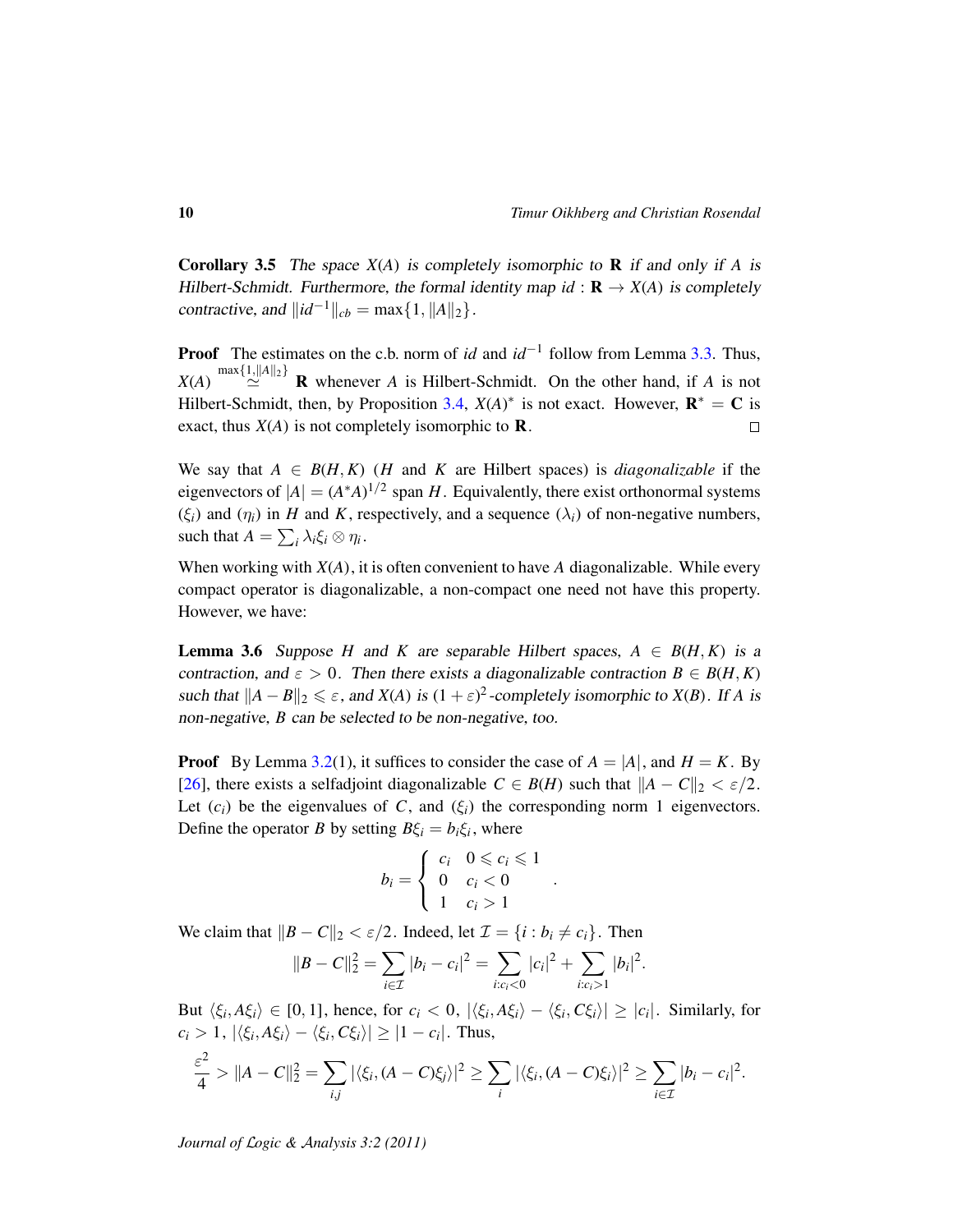**Corollary 3.5** *The space $X(A)$ is completely isomorphic to $\mathbf{R}$ if and only if $A$ is Hilbert-Schmidt. Furthermore, the formal identity map $id : \mathbf{R} \to X(A)$ is completely contractive, and $\|id^{-1}\|_{cb} = \max\{1, \|A\|_2\}$.*

**Proof** The estimates on the c.b. norm of $id$ and $id^{-1}$ follow from Lemma 3.3. Thus, $X(A) \overset{\max\{1,\|A\|_2\}}{\simeq} \mathbf{R}$ whenever $A$ is Hilbert-Schmidt. On the other hand, if $A$ is not Hilbert-Schmidt, then, by Proposition 3.4, $X(A)^*$ is not exact. However, $\mathbf{R}^* = \mathbf{C}$ is exact, thus $X(A)$ is not completely isomorphic to $\mathbf{R}$. $\square$

We say that $A \in B(H, K)$ ($H$ and $K$ are Hilbert spaces) is *diagonalizable* if the eigenvectors of $|A| = (A^*A)^{1/2}$ span $H$. Equivalently, there exist orthonormal systems $(\xi_i)$ and $(\eta_i)$ in $H$ and $K$, respectively, and a sequence $(\lambda_i)$ of non-negative numbers, such that $A = \sum_i \lambda_i \xi_i \otimes \eta_i$.

When working with $X(A)$, it is often convenient to have $A$ diagonalizable. While every compact operator is diagonalizable, a non-compact one need not have this property. However, we have:

**Lemma 3.6** *Suppose $H$ and $K$ are separable Hilbert spaces, $A \in B(H, K)$ is a contraction, and $\varepsilon > 0$. Then there exists a diagonalizable contraction $B \in B(H, K)$ such that $\|A - B\|_2 \leqslant \varepsilon$, and $X(A)$ is $(1+\varepsilon)^2$-completely isomorphic to $X(B)$. If $A$ is non-negative, $B$ can be selected to be non-negative, too.*

**Proof** By Lemma 3.2(1), it suffices to consider the case of $A = |A|$, and $H = K$. By [26], there exists a selfadjoint diagonalizable $C \in B(H)$ such that $\|A - C\|_2 < \varepsilon/2$. Let $(c_i)$ be the eigenvalues of $C$, and $(\xi_i)$ the corresponding norm 1 eigenvectors. Define the operator $B$ by setting $B\xi_i = b_i \xi_i$, where

$$b_i = \begin{cases} c_i & 0 \leqslant c_i \leqslant 1 \\ 0 & c_i < 0 \\ 1 & c_i > 1 \end{cases} .$$

We claim that $\|B - C\|_2 < \varepsilon/2$. Indeed, let $\mathcal{I} = \{i : b_i \neq c_i\}$. Then

$$\|B - C\|_2^2 = \sum_{i \in \mathcal{I}} |b_i - c_i|^2 = \sum_{i : c_i < 0} |c_i|^2 + \sum_{i : c_i > 1} |b_i|^2.$$

But $\langle \xi_i, A\xi_i \rangle \in [0, 1]$, hence, for $c_i < 0$, $|\langle \xi_i, A\xi_i \rangle - \langle \xi_i, C\xi_i \rangle| \geq |c_i|$. Similarly, for $c_i > 1$, $|\langle \xi_i, A\xi_i \rangle - \langle \xi_i, C\xi_i \rangle| \geq |1 - c_i|$. Thus,

$$\frac{\varepsilon^2}{4} > \|A - C\|_2^2 = \sum_{i,j} |\langle \xi_i, (A - C)\xi_j \rangle|^2 \geq \sum_i |\langle \xi_i, (A - C)\xi_i \rangle|^2 \geq \sum_{i \in \mathcal{I}} |b_i - c_i|^2.$$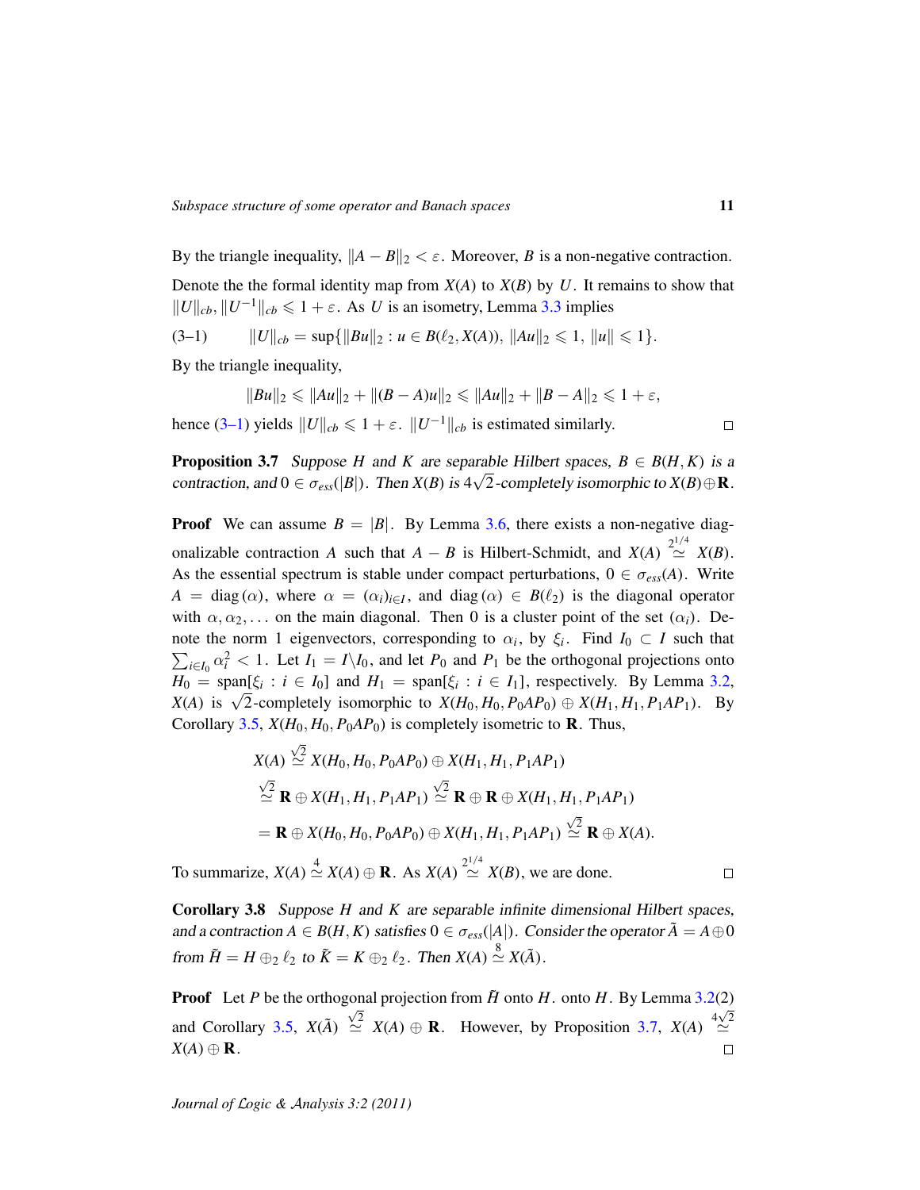By the triangle inequality, $\|A - B\|_2 < \varepsilon$. Moreover, $B$ is a non-negative contraction.

Denote the the formal identity map from $X(A)$ to $X(B)$ by $U$. It remains to show that $\|U\|_{cb}, \|U^{-1}\|_{cb} \leqslant 1 + \varepsilon$. As $U$ is an isometry, Lemma 3.3 implies

$$\|U\|_{cb} = \sup\{\|Bu\|_2 : u \in B(\ell_2, X(A)),\ \|Au\|_2 \leqslant 1,\ \|u\| \leqslant 1\}. \tag{3–1}$$

By the triangle inequality,

$$\|Bu\|_2 \leqslant \|Au\|_2 + \|(B - A)u\|_2 \leqslant \|Au\|_2 + \|B - A\|_2 \leqslant 1 + \varepsilon,$$

hence (3–1) yields $\|U\|_{cb} \leqslant 1 + \varepsilon$. $\|U^{-1}\|_{cb}$ is estimated similarly. □

**Proposition 3.7** *Suppose $H$ and $K$ are separable Hilbert spaces, $B \in B(H, K)$ is a contraction, and $0 \in \sigma_{ess}(|B|)$. Then $X(B)$ is $4\sqrt{2}$-completely isomorphic to $X(B) \oplus \mathbf{R}$.*

**Proof** We can assume $B = |B|$. By Lemma 3.6, there exists a non-negative diagonalizable contraction $A$ such that $A - B$ is Hilbert-Schmidt, and $X(A) \overset{2^{1/4}}{\simeq} X(B)$. As the essential spectrum is stable under compact perturbations, $0 \in \sigma_{ess}(A)$. Write $A = \operatorname{diag}(\alpha)$, where $\alpha = (\alpha_i)_{i \in I}$, and $\operatorname{diag}(\alpha) \in B(\ell_2)$ is the diagonal operator with $\alpha, \alpha_2, \ldots$ on the main diagonal. Then 0 is a cluster point of the set $(\alpha_i)$. Denote the norm 1 eigenvectors, corresponding to $\alpha_i$, by $\xi_i$. Find $I_0 \subset I$ such that $\sum_{i \in I_0} \alpha_i^2 < 1$. Let $I_1 = I \backslash I_0$, and let $P_0$ and $P_1$ be the orthogonal projections onto $H_0 = \operatorname{span}[\xi_i : i \in I_0]$ and $H_1 = \operatorname{span}[\xi_i : i \in I_1]$, respectively. By Lemma 3.2, $X(A)$ is $\sqrt{2}$-completely isomorphic to $X(H_0, H_0, P_0AP_0) \oplus X(H_1, H_1, P_1AP_1)$. By Corollary 3.5, $X(H_0, H_0, P_0AP_0)$ is completely isometric to $\mathbf{R}$. Thus,

$$\begin{aligned}
X(A) &\overset{\sqrt{2}}{\simeq} X(H_0, H_0, P_0AP_0) \oplus X(H_1, H_1, P_1AP_1) \\
&\overset{\sqrt{2}}{\simeq} \mathbf{R} \oplus X(H_1, H_1, P_1AP_1) \overset{\sqrt{2}}{\simeq} \mathbf{R} \oplus \mathbf{R} \oplus X(H_1, H_1, P_1AP_1) \\
&= \mathbf{R} \oplus X(H_0, H_0, P_0AP_0) \oplus X(H_1, H_1, P_1AP_1) \overset{\sqrt{2}}{\simeq} \mathbf{R} \oplus X(A).
\end{aligned}$$

To summarize, $X(A) \overset{4}{\simeq} X(A) \oplus \mathbf{R}$. As $X(A) \overset{2^{1/4}}{\simeq} X(B)$, we are done. □

**Corollary 3.8** *Suppose $H$ and $K$ are separable infinite dimensional Hilbert spaces, and a contraction $A \in B(H, K)$ satisfies $0 \in \sigma_{ess}(|A|)$. Consider the operator $\tilde{A} = A \oplus 0$ from $\tilde{H} = H \oplus_2 \ell_2$ to $\tilde{K} = K \oplus_2 \ell_2$. Then $X(A) \overset{8}{\simeq} X(\tilde{A})$.*

**Proof** Let $P$ be the orthogonal projection from $\tilde{H}$ onto $H$. onto $H$. By Lemma 3.2(2) and Corollary 3.5, $X(\tilde{A}) \overset{\sqrt{2}}{\simeq} X(A) \oplus \mathbf{R}$. However, by Proposition 3.7, $X(A) \overset{4\sqrt{2}}{\simeq} X(A) \oplus \mathbf{R}$. □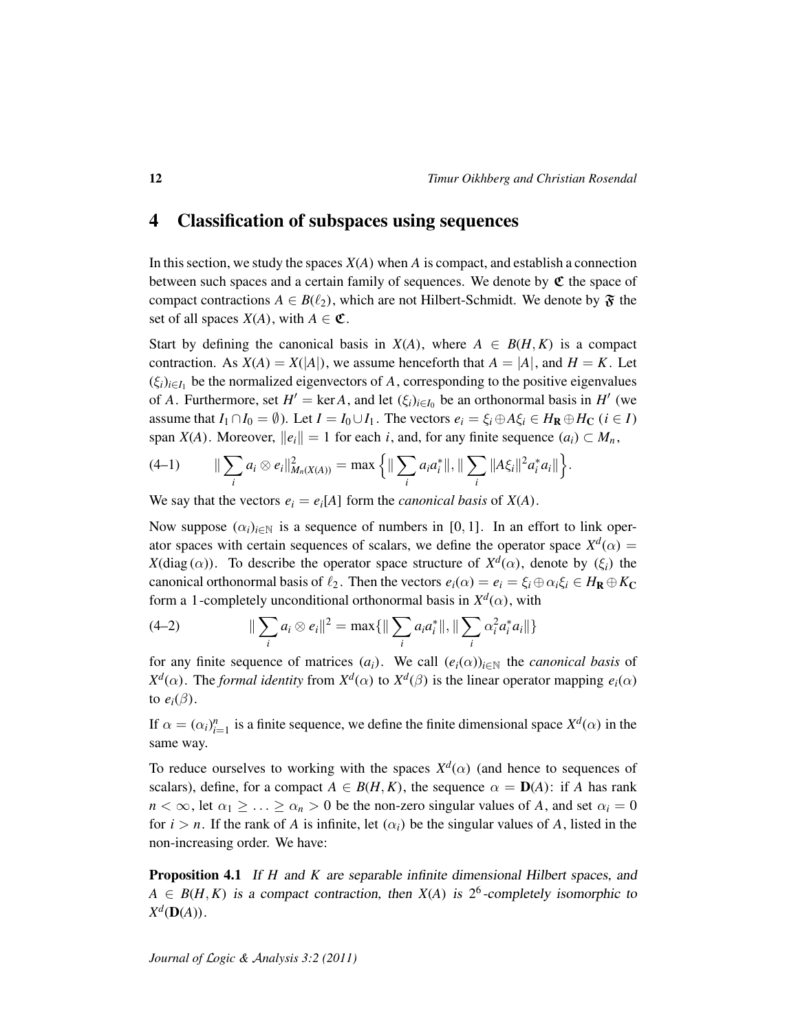## 4 Classification of subspaces using sequences

In this section, we study the spaces $X(A)$ when $A$ is compact, and establish a connection between such spaces and a certain family of sequences. We denote by $\mathfrak{C}$ the space of compact contractions $A \in B(\ell_2)$, which are not Hilbert-Schmidt. We denote by $\mathfrak{F}$ the set of all spaces $X(A)$, with $A \in \mathfrak{C}$.

Start by defining the canonical basis in $X(A)$, where $A \in B(H,K)$ is a compact contraction. As $X(A) = X(|A|)$, we assume henceforth that $A = |A|$, and $H = K$. Let $(\xi_i)_{i \in I_1}$ be the normalized eigenvectors of $A$, corresponding to the positive eigenvalues of $A$. Furthermore, set $H' = \ker A$, and let $(\xi_i)_{i \in I_0}$ be an orthonormal basis in $H'$ (we assume that $I_1 \cap I_0 = \emptyset$). Let $I = I_0 \cup I_1$. The vectors $e_i = \xi_i \oplus A\xi_i \in H_{\mathbf{R}} \oplus H_{\mathbf{C}}$ ($i \in I$) span $X(A)$. Moreover, $\|e_i\| = 1$ for each $i$, and, for any finite sequence $(a_i) \subset M_n$,

$$\|\sum_i a_i \otimes e_i\|^2_{M_n(X(A))} = \max\Big\{\|\sum_i a_i a_i^*\|, \|\sum_i \|A\xi_i\|^2 a_i^* a_i\|\Big\}. \tag{4–1}$$

We say that the vectors $e_i = e_i[A]$ form the *canonical basis* of $X(A)$.

Now suppose $(\alpha_i)_{i \in \mathbb{N}}$ is a sequence of numbers in $[0,1]$. In an effort to link operator spaces with certain sequences of scalars, we define the operator space $X^d(\alpha) = X(\operatorname{diag}(\alpha))$. To describe the operator space structure of $X^d(\alpha)$, denote by $(\xi_i)$ the canonical orthonormal basis of $\ell_2$. Then the vectors $e_i(\alpha) = e_i = \xi_i \oplus \alpha_i \xi_i \in H_{\mathbf{R}} \oplus K_{\mathbf{C}}$ form a 1-completely unconditional orthonormal basis in $X^d(\alpha)$, with

$$\|\sum_i a_i \otimes e_i\|^2 = \max\{\|\sum_i a_i a_i^*\|, \|\sum_i \alpha_i^2 a_i^* a_i\|\} \tag{4–2}$$

for any finite sequence of matrices $(a_i)$. We call $(e_i(\alpha))_{i \in \mathbb{N}}$ the *canonical basis* of $X^d(\alpha)$. The *formal identity* from $X^d(\alpha)$ to $X^d(\beta)$ is the linear operator mapping $e_i(\alpha)$ to $e_i(\beta)$.

If $\alpha = (\alpha_i)_{i=1}^n$ is a finite sequence, we define the finite dimensional space $X^d(\alpha)$ in the same way.

To reduce ourselves to working with the spaces $X^d(\alpha)$ (and hence to sequences of scalars), define, for a compact $A \in B(H,K)$, the sequence $\alpha = \mathbf{D}(A)$: if $A$ has rank $n < \infty$, let $\alpha_1 \geq \ldots \geq \alpha_n > 0$ be the non-zero singular values of $A$, and set $\alpha_i = 0$ for $i > n$. If the rank of $A$ is infinite, let $(\alpha_i)$ be the singular values of $A$, listed in the non-increasing order. We have:

**Proposition 4.1** *If $H$ and $K$ are separable infinite dimensional Hilbert spaces, and $A \in B(H,K)$ is a compact contraction, then $X(A)$ is $2^6$-completely isomorphic to $X^d(\mathbf{D}(A))$.*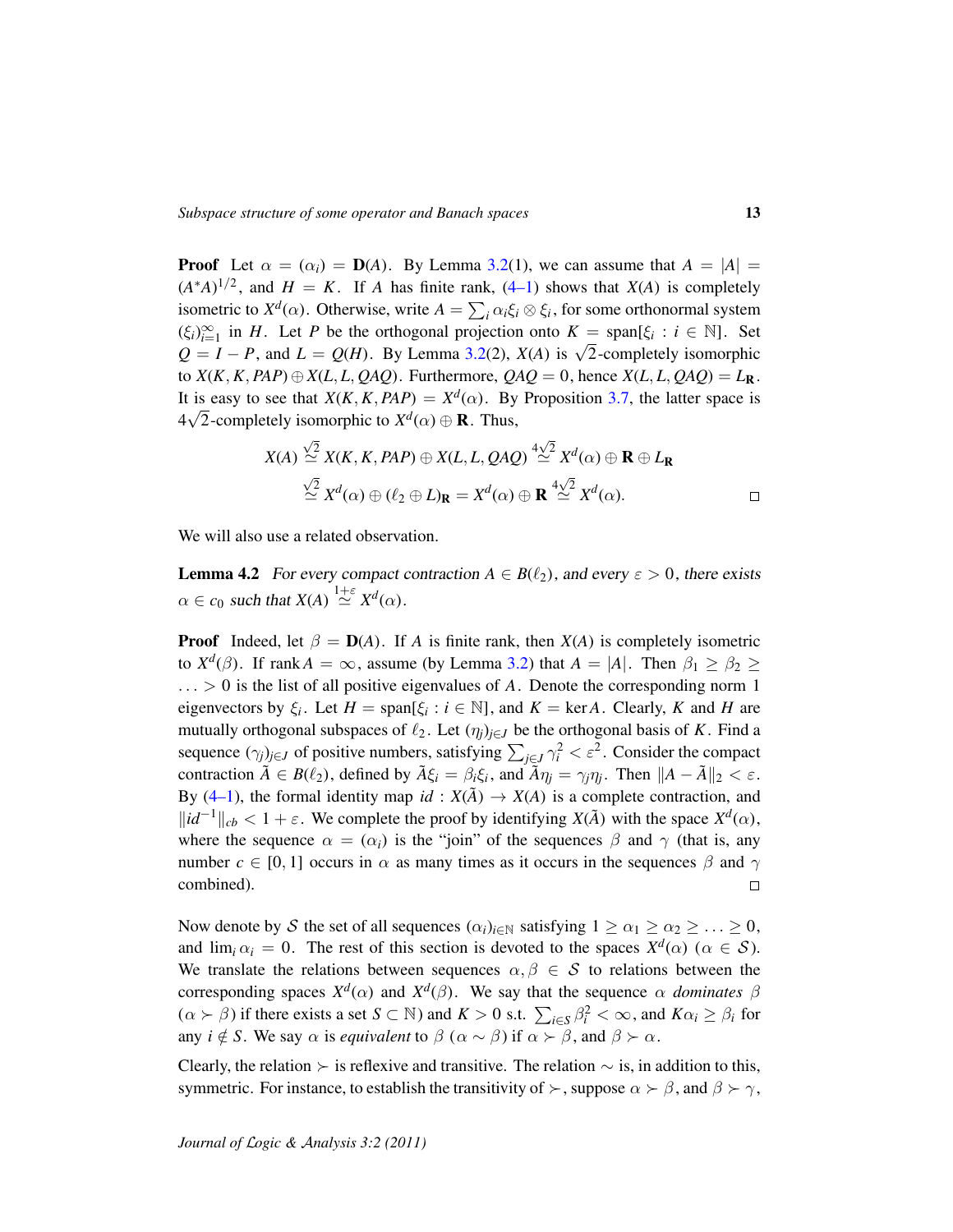**Proof** Let $\alpha = (\alpha_i) = \mathbf{D}(A)$. By Lemma 3.2(1), we can assume that $A = |A| = (A^*A)^{1/2}$, and $H = K$. If $A$ has finite rank, (4–1) shows that $X(A)$ is completely isometric to $X^d(\alpha)$. Otherwise, write $A = \sum_i \alpha_i \xi_i \otimes \xi_i$, for some orthonormal system $(\xi_i)_{i=1}^\infty$ in $H$. Let $P$ be the orthogonal projection onto $K = \text{span}[\xi_i : i \in \mathbb{N}]$. Set $Q = I - P$, and $L = Q(H)$. By Lemma 3.2(2), $X(A)$ is $\sqrt{2}$-completely isomorphic to $X(K, K, PAP) \oplus X(L, L, QAQ)$. Furthermore, $QAQ = 0$, hence $X(L, L, QAQ) = L_{\mathbf{R}}$. It is easy to see that $X(K, K, PAP) = X^d(\alpha)$. By Proposition 3.7, the latter space is $4\sqrt{2}$-completely isomorphic to $X^d(\alpha) \oplus \mathbf{R}$. Thus,

$$X(A) \overset{\sqrt{2}}{\simeq} X(K, K, PAP) \oplus X(L, L, QAQ) \overset{4\sqrt{2}}{\simeq} X^d(\alpha) \oplus \mathbf{R} \oplus L_{\mathbf{R}}$$
$$\overset{\sqrt{2}}{\simeq} X^d(\alpha) \oplus (\ell_2 \oplus L)_{\mathbf{R}} = X^d(\alpha) \oplus \mathbf{R} \overset{4\sqrt{2}}{\simeq} X^d(\alpha).$$

□

We will also use a related observation.

**Lemma 4.2** *For every compact contraction $A \in B(\ell_2)$, and every $\varepsilon > 0$, there exists $\alpha \in c_0$ such that $X(A) \overset{1+\varepsilon}{\simeq} X^d(\alpha)$.*

**Proof** Indeed, let $\beta = \mathbf{D}(A)$. If $A$ is finite rank, then $X(A)$ is completely isometric to $X^d(\beta)$. If $\text{rank}\, A = \infty$, assume (by Lemma 3.2) that $A = |A|$. Then $\beta_1 \geq \beta_2 \geq \ldots > 0$ is the list of all positive eigenvalues of $A$. Denote the corresponding norm 1 eigenvectors by $\xi_i$. Let $H = \text{span}[\xi_i : i \in \mathbb{N}]$, and $K = \ker A$. Clearly, $K$ and $H$ are mutually orthogonal subspaces of $\ell_2$. Let $(\eta_j)_{j \in J}$ be the orthogonal basis of $K$. Find a sequence $(\gamma_j)_{j \in J}$ of positive numbers, satisfying $\sum_{j \in J} \gamma_i^2 < \varepsilon^2$. Consider the compact contraction $\tilde{A} \in B(\ell_2)$, defined by $\tilde{A}\xi_i = \beta_i \xi_i$, and $\tilde{A}\eta_j = \gamma_j \eta_j$. Then $\|A - \tilde{A}\|_2 < \varepsilon$. By (4–1), the formal identity map $id : X(\tilde{A}) \to X(A)$ is a complete contraction, and $\|id^{-1}\|_{cb} < 1 + \varepsilon$. We complete the proof by identifying $X(\tilde{A})$ with the space $X^d(\alpha)$, where the sequence $\alpha = (\alpha_i)$ is the "join" of the sequences $\beta$ and $\gamma$ (that is, any number $c \in [0, 1]$ occurs in $\alpha$ as many times as it occurs in the sequences $\beta$ and $\gamma$ combined). □

Now denote by $\mathcal{S}$ the set of all sequences $(\alpha_i)_{i \in \mathbb{N}}$ satisfying $1 \geq \alpha_1 \geq \alpha_2 \geq \ldots \geq 0$, and $\lim_i \alpha_i = 0$. The rest of this section is devoted to the spaces $X^d(\alpha)$ ($\alpha \in \mathcal{S}$). We translate the relations between sequences $\alpha, \beta \in \mathcal{S}$ to relations between the corresponding spaces $X^d(\alpha)$ and $X^d(\beta)$. We say that the sequence $\alpha$ *dominates* $\beta$ ($\alpha \succ \beta$) if there exists a set $S \subset \mathbb{N}$) and $K > 0$ s.t. $\sum_{i \in S} \beta_i^2 < \infty$, and $K\alpha_i \geq \beta_i$ for any $i \notin S$. We say $\alpha$ is *equivalent* to $\beta$ ($\alpha \sim \beta$) if $\alpha \succ \beta$, and $\beta \succ \alpha$.

Clearly, the relation $\succ$ is reflexive and transitive. The relation $\sim$ is, in addition to this, symmetric. For instance, to establish the transitivity of $\succ$, suppose $\alpha \succ \beta$, and $\beta \succ \gamma$,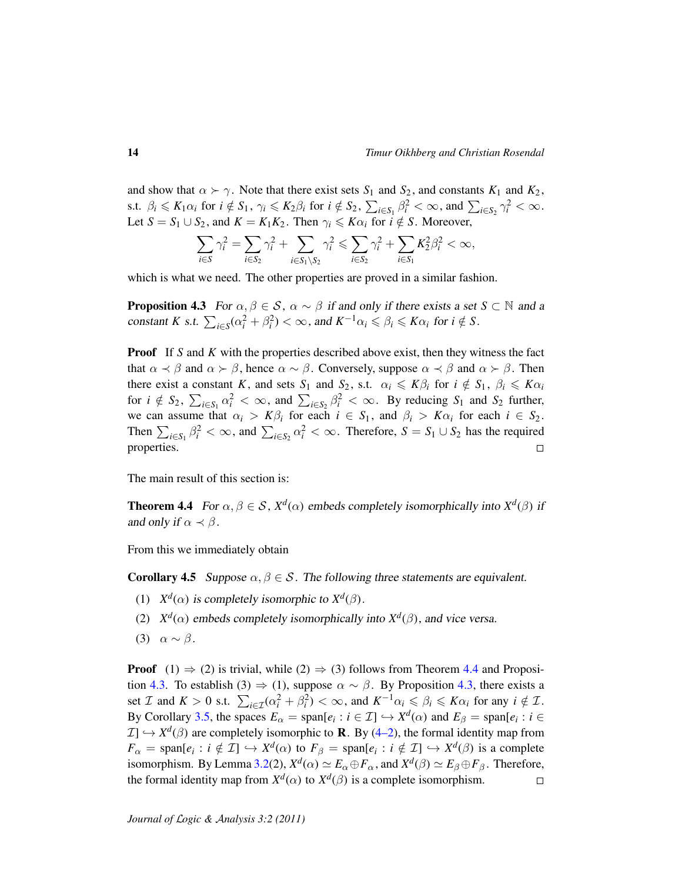and show that $\alpha \succ \gamma$. Note that there exist sets $S_1$ and $S_2$, and constants $K_1$ and $K_2$, s.t. $\beta_i \leqslant K_1\alpha_i$ for $i \notin S_1$, $\gamma_i \leqslant K_2\beta_i$ for $i \notin S_2$, $\sum_{i\in S_1} \beta_i^2 < \infty$, and $\sum_{i\in S_2} \gamma_i^2 < \infty$. Let $S = S_1 \cup S_2$, and $K = K_1K_2$. Then $\gamma_i \leqslant K\alpha_i$ for $i \notin S$. Moreover,

$$\sum_{i\in S} \gamma_i^2 = \sum_{i\in S_2} \gamma_i^2 + \sum_{i\in S_1\setminus S_2} \gamma_i^2 \leqslant \sum_{i\in S_2} \gamma_i^2 + \sum_{i\in S_1} K_2^2\beta_i^2 < \infty,$$

which is what we need. The other properties are proved in a similar fashion.

**Proposition 4.3** *For $\alpha, \beta \in \mathcal{S}$, $\alpha \sim \beta$ if and only if there exists a set $S \subset \mathbb{N}$ and a constant $K$ s.t. $\sum_{i\in S}(\alpha_i^2 + \beta_i^2) < \infty$, and $K^{-1}\alpha_i \leqslant \beta_i \leqslant K\alpha_i$ for $i \notin S$.*

**Proof** If $S$ and $K$ with the properties described above exist, then they witness the fact that $\alpha \prec \beta$ and $\alpha \succ \beta$, hence $\alpha \sim \beta$. Conversely, suppose $\alpha \prec \beta$ and $\alpha \succ \beta$. Then there exist a constant $K$, and sets $S_1$ and $S_2$, s.t. $\alpha_i \leqslant K\beta_i$ for $i \notin S_1$, $\beta_i \leqslant K\alpha_i$ for $i \notin S_2$, $\sum_{i\in S_1} \alpha_i^2 < \infty$, and $\sum_{i\in S_2} \beta_i^2 < \infty$. By reducing $S_1$ and $S_2$ further, we can assume that $\alpha_i > K\beta_i$ for each $i \in S_1$, and $\beta_i > K\alpha_i$ for each $i \in S_2$. Then $\sum_{i\in S_1} \beta_i^2 < \infty$, and $\sum_{i\in S_2} \alpha_i^2 < \infty$. Therefore, $S = S_1 \cup S_2$ has the required properties. ◻

The main result of this section is:

**Theorem 4.4** *For $\alpha, \beta \in \mathcal{S}$, $X^d(\alpha)$ embeds completely isomorphically into $X^d(\beta)$ if and only if $\alpha \prec \beta$.*

From this we immediately obtain

**Corollary 4.5** *Suppose $\alpha, \beta \in \mathcal{S}$. The following three statements are equivalent.*

1. *$X^d(\alpha)$ is completely isomorphic to $X^d(\beta)$.*
2. *$X^d(\alpha)$ embeds completely isomorphically into $X^d(\beta)$, and vice versa.*
3. *$\alpha \sim \beta$.*

**Proof** (1) $\Rightarrow$ (2) is trivial, while (2) $\Rightarrow$ (3) follows from Theorem 4.4 and Proposition 4.3. To establish (3) $\Rightarrow$ (1), suppose $\alpha \sim \beta$. By Proposition 4.3, there exists a set $\mathcal{I}$ and $K > 0$ s.t. $\sum_{i\in\mathcal{I}}(\alpha_i^2 + \beta_i^2) < \infty$, and $K^{-1}\alpha_i \leqslant \beta_i \leqslant K\alpha_i$ for any $i \notin \mathcal{I}$. By Corollary 3.5, the spaces $E_\alpha = \mathrm{span}[e_i : i \in \mathcal{I}] \hookrightarrow X^d(\alpha)$ and $E_\beta = \mathrm{span}[e_i : i \in \mathcal{I}] \hookrightarrow X^d(\beta)$ are completely isomorphic to $\mathbf{R}$. By (4–2), the formal identity map from $F_\alpha = \mathrm{span}[e_i : i \notin \mathcal{I}] \hookrightarrow X^d(\alpha)$ to $F_\beta = \mathrm{span}[e_i : i \notin \mathcal{I}] \hookrightarrow X^d(\beta)$ is a complete isomorphism. By Lemma 3.2(2), $X^d(\alpha) \simeq E_\alpha \oplus F_\alpha$, and $X^d(\beta) \simeq E_\beta \oplus F_\beta$. Therefore, the formal identity map from $X^d(\alpha)$ to $X^d(\beta)$ is a complete isomorphism. ◻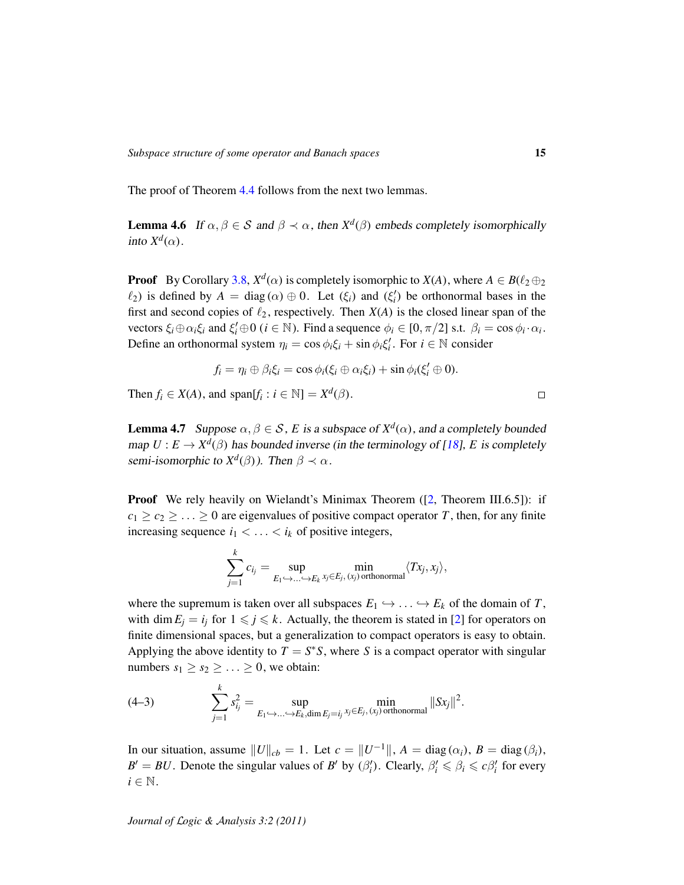The proof of Theorem 4.4 follows from the next two lemmas.

**Lemma 4.6** *If $\alpha, \beta \in \mathcal{S}$ and $\beta \prec \alpha$, then $X^d(\beta)$ embeds completely isomorphically into $X^d(\alpha)$.*

**Proof** By Corollary 3.8, $X^d(\alpha)$ is completely isomorphic to $X(A)$, where $A \in B(\ell_2 \oplus_2 \ell_2)$ is defined by $A = \mathrm{diag}\,(\alpha) \oplus 0$. Let $(\xi_i)$ and $(\xi_i')$ be orthonormal bases in the first and second copies of $\ell_2$, respectively. Then $X(A)$ is the closed linear span of the vectors $\xi_i \oplus \alpha_i \xi_i$ and $\xi_i' \oplus 0$ ($i \in \mathbb{N}$). Find a sequence $\phi_i \in [0, \pi/2]$ s.t. $\beta_i = \cos\phi_i \cdot \alpha_i$. Define an orthonormal system $\eta_i = \cos\phi_i \xi_i + \sin\phi_i \xi_i'$. For $i \in \mathbb{N}$ consider

$$f_i = \eta_i \oplus \beta_i \xi_i = \cos\phi_i(\xi_i \oplus \alpha_i \xi_i) + \sin\phi_i(\xi_i' \oplus 0).$$

Then $f_i \in X(A)$, and $\mathrm{span}[f_i : i \in \mathbb{N}] = X^d(\beta)$. □

**Lemma 4.7** *Suppose $\alpha, \beta \in \mathcal{S}$, $E$ is a subspace of $X^d(\alpha)$, and a completely bounded map $U : E \to X^d(\beta)$ has bounded inverse (in the terminology of [18], $E$ is completely semi-isomorphic to $X^d(\beta)$). Then $\beta \prec \alpha$.*

**Proof** We rely heavily on Wielandt's Minimax Theorem ([2, Theorem III.6.5]): if $c_1 \geq c_2 \geq \ldots \geq 0$ are eigenvalues of positive compact operator $T$, then, for any finite increasing sequence $i_1 < \ldots < i_k$ of positive integers,

$$\sum_{j=1}^{k} c_{i_j} = \sup_{E_1 \hookrightarrow \ldots \hookrightarrow E_k} \min_{x_j \in E_j,\, (x_j) \text{ orthonormal}} \langle T x_j, x_j \rangle,$$

where the supremum is taken over all subspaces $E_1 \hookrightarrow \ldots \hookrightarrow E_k$ of the domain of $T$, with $\dim E_j = i_j$ for $1 \leqslant j \leqslant k$. Actually, the theorem is stated in [2] for operators on finite dimensional spaces, but a generalization to compact operators is easy to obtain. Applying the above identity to $T = S^*S$, where $S$ is a compact operator with singular numbers $s_1 \geq s_2 \geq \ldots \geq 0$, we obtain:

$$\sum_{j=1}^{k} s_{i_j}^2 = \sup_{E_1 \hookrightarrow \ldots \hookrightarrow E_k, \dim E_j = i_j} \min_{x_j \in E_j,\, (x_j) \text{ orthonormal}} \|S x_j\|^2. \tag{4–3}$$

In our situation, assume $\|U\|_{cb} = 1$. Let $c = \|U^{-1}\|$, $A = \mathrm{diag}\,(\alpha_i)$, $B = \mathrm{diag}\,(\beta_i)$, $B' = BU$. Denote the singular values of $B'$ by $(\beta_i')$. Clearly, $\beta_i' \leqslant \beta_i \leqslant c\beta_i'$ for every $i \in \mathbb{N}$.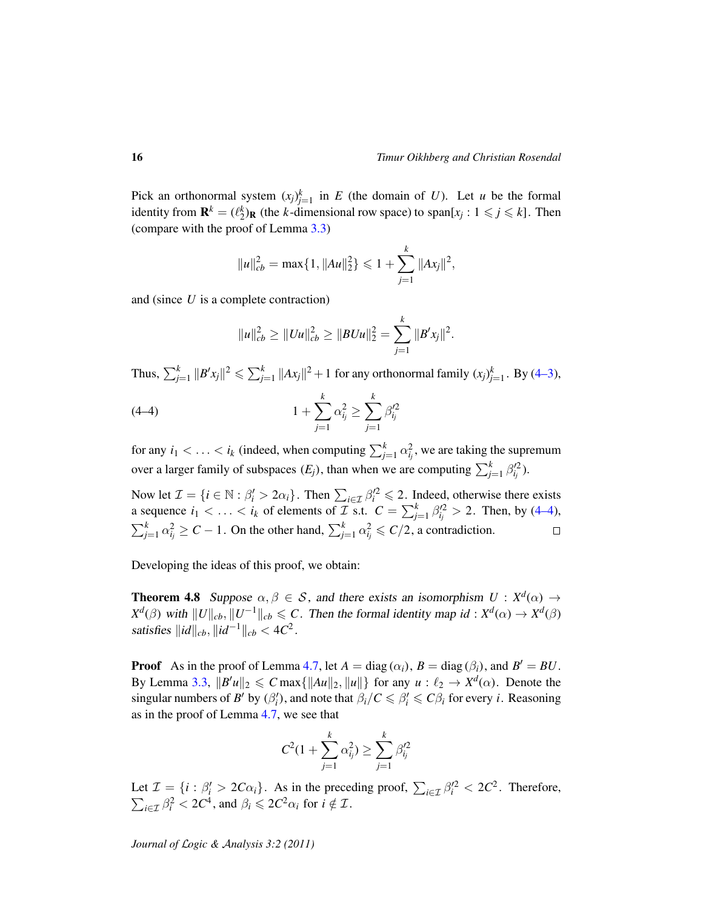Pick an orthonormal system $(x_j)_{j=1}^k$ in $E$ (the domain of $U$). Let $u$ be the formal identity from $\mathbf{R}^k = (\ell_2^k)_{\mathbf{R}}$ (the $k$-dimensional row space) to $\operatorname{span}[x_j : 1 \leqslant j \leqslant k]$. Then (compare with the proof of Lemma 3.3)

$$\|u\|_{cb}^2 = \max\{1, \|Au\|_2^2\} \leqslant 1 + \sum_{j=1}^k \|Ax_j\|^2,$$

and (since $U$ is a complete contraction)

$$\|u\|_{cb}^2 \geq \|Uu\|_{cb}^2 \geq \|BUu\|_2^2 = \sum_{j=1}^k \|B' x_j\|^2.$$

Thus, $\sum_{j=1}^k \|B'x_j\|^2 \leqslant \sum_{j=1}^k \|Ax_j\|^2 + 1$ for any orthonormal family $(x_j)_{j=1}^k$. By (4–3),

$$1 + \sum_{j=1}^k \alpha_{i_j}^2 \geq \sum_{j=1}^k \beta_{i_j}'^2 \tag{4–4}$$

for any $i_1 < \ldots < i_k$ (indeed, when computing $\sum_{j=1}^k \alpha_{i_j}^2$, we are taking the supremum over a larger family of subspaces $(E_j)$, than when we are computing $\sum_{j=1}^k \beta_{i_j}'^2$).

Now let $\mathcal{I} = \{i \in \mathbb{N} : \beta_i' > 2\alpha_i\}$. Then $\sum_{i \in \mathcal{I}} \beta_i'^2 \leqslant 2$. Indeed, otherwise there exists a sequence $i_1 < \ldots < i_k$ of elements of $\mathcal{I}$ s.t. $C = \sum_{j=1}^k \beta_{i_j}'^2 > 2$. Then, by (4–4), $\sum_{j=1}^k \alpha_{i_j}^2 \geq C - 1$. On the other hand, $\sum_{j=1}^k \alpha_{i_j}^2 \leqslant C/2$, a contradiction. $\square$

Developing the ideas of this proof, we obtain:

**Theorem 4.8** *Suppose $\alpha, \beta \in \mathcal{S}$, and there exists an isomorphism $U : X^d(\alpha) \to X^d(\beta)$ with $\|U\|_{cb}, \|U^{-1}\|_{cb} \leqslant C$. Then the formal identity map $id : X^d(\alpha) \to X^d(\beta)$ satisfies $\|id\|_{cb}, \|id^{-1}\|_{cb} < 4C^2$.*

**Proof** As in the proof of Lemma 4.7, let $A = \operatorname{diag}(\alpha_i)$, $B = \operatorname{diag}(\beta_i)$, and $B' = BU$. By Lemma 3.3, $\|B'u\|_2 \leqslant C \max\{\|Au\|_2, \|u\|\}$ for any $u : \ell_2 \to X^d(\alpha)$. Denote the singular numbers of $B'$ by $(\beta_i')$, and note that $\beta_i/C \leqslant \beta_i' \leqslant C\beta_i$ for every $i$. Reasoning as in the proof of Lemma 4.7, we see that

$$C^2(1 + \sum_{j=1}^k \alpha_{i_j}^2) \geq \sum_{j=1}^k \beta_{i_j}'^2$$

Let $\mathcal{I} = \{i : \beta_i' > 2C\alpha_i\}$. As in the preceding proof, $\sum_{i \in \mathcal{I}} \beta_i'^2 < 2C^2$. Therefore, $\sum_{i \in \mathcal{I}} \beta_i^2 < 2C^4$, and $\beta_i \leqslant 2C^2\alpha_i$ for $i \notin \mathcal{I}$.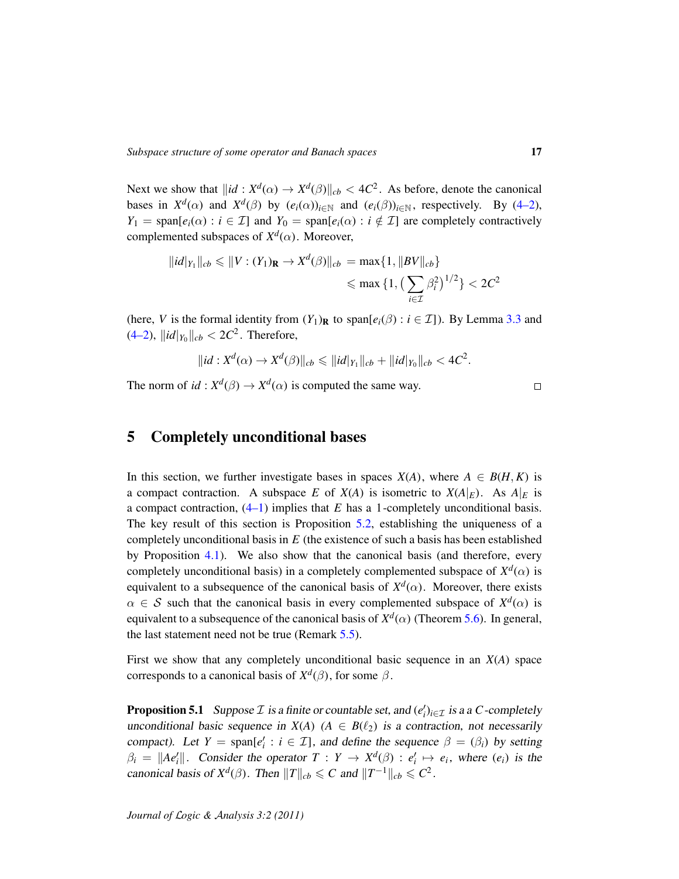Next we show that $\|id : X^d(\alpha) \to X^d(\beta)\|_{cb} < 4C^2$. As before, denote the canonical bases in $X^d(\alpha)$ and $X^d(\beta)$ by $(e_i(\alpha))_{i\in\mathbb{N}}$ and $(e_i(\beta))_{i\in\mathbb{N}}$, respectively. By (4–2), $Y_1 = \operatorname{span}[e_i(\alpha) : i \in \mathcal{I}]$ and $Y_0 = \operatorname{span}[e_i(\alpha) : i \notin \mathcal{I}]$ are completely contractively complemented subspaces of $X^d(\alpha)$. Moreover,

$$\|id|_{Y_1}\|_{cb} \leqslant \|V : (Y_1)_{\mathbf{R}} \to X^d(\beta)\|_{cb} = \max\{1, \|BV\|_{cb}\} \leqslant \max\Big\{1, \Big(\sum_{i\in\mathcal{I}} \beta_i^2\Big)^{1/2}\Big\} < 2C^2$$

(here, $V$ is the formal identity from $(Y_1)_{\mathbf{R}}$ to $\operatorname{span}[e_i(\beta) : i \in \mathcal{I}]$). By Lemma 3.3 and (4–2), $\|id|_{Y_0}\|_{cb} < 2C^2$. Therefore,

$$\|id : X^d(\alpha) \to X^d(\beta)\|_{cb} \leqslant \|id|_{Y_1}\|_{cb} + \|id|_{Y_0}\|_{cb} < 4C^2.$$

The norm of $id : X^d(\beta) \to X^d(\alpha)$ is computed the same way. □

## 5 Completely unconditional bases

In this section, we further investigate bases in spaces $X(A)$, where $A \in B(H, K)$ is a compact contraction. A subspace $E$ of $X(A)$ is isometric to $X(A|_E)$. As $A|_E$ is a compact contraction, (4–1) implies that $E$ has a 1-completely unconditional basis. The key result of this section is Proposition 5.2, establishing the uniqueness of a completely unconditional basis in $E$ (the existence of such a basis has been established by Proposition 4.1). We also show that the canonical basis (and therefore, every completely unconditional basis) in a completely complemented subspace of $X^d(\alpha)$ is equivalent to a subsequence of the canonical basis of $X^d(\alpha)$. Moreover, there exists $\alpha \in \mathcal{S}$ such that the canonical basis in every complemented subspace of $X^d(\alpha)$ is equivalent to a subsequence of the canonical basis of $X^d(\alpha)$ (Theorem 5.6). In general, the last statement need not be true (Remark 5.5).

First we show that any completely unconditional basic sequence in an $X(A)$ space corresponds to a canonical basis of $X^d(\beta)$, for some $\beta$.

**Proposition 5.1** *Suppose $\mathcal{I}$ is a finite or countable set, and $(e'_i)_{i\in\mathcal{I}}$ is a a $C$-completely unconditional basic sequence in $X(A)$ ($A \in B(\ell_2)$ is a contraction, not necessarily compact). Let $Y = \operatorname{span}[e'_i : i \in \mathcal{I}]$, and define the sequence $\beta = (\beta_i)$ by setting $\beta_i = \|Ae'_i\|$. Consider the operator $T : Y \to X^d(\beta) : e'_i \mapsto e_i$, where $(e_i)$ is the canonical basis of $X^d(\beta)$. Then $\|T\|_{cb} \leqslant C$ and $\|T^{-1}\|_{cb} \leqslant C^2$.*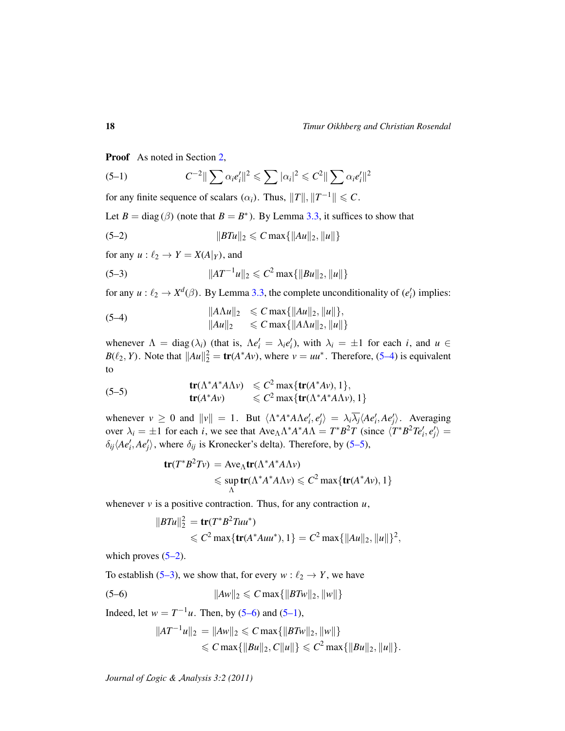**Proof** As noted in Section 2,

$$C^{-2}\|\sum \alpha_i e_i'\|^2 \leqslant \sum |\alpha_i|^2 \leqslant C^2\|\sum \alpha_i e_i'\|^2 \tag{5–1}$$

for any finite sequence of scalars $(\alpha_i)$. Thus, $\|T\|, \|T^{-1}\| \leqslant C$.

Let $B = \mathrm{diag}\,(\beta)$ (note that $B = B^*$). By Lemma 3.3, it suffices to show that

$$\|BTu\|_2 \leqslant C \max\{\|Au\|_2, \|u\|\} \tag{5–2}$$

for any $u : \ell_2 \to Y = X(A|_Y)$, and

$$\|AT^{-1}u\|_2 \leqslant C^2 \max\{\|Bu\|_2, \|u\|\} \tag{5–3}$$

for any $u : \ell_2 \to X^d(\beta)$. By Lemma 3.3, the complete unconditionality of $(e_i')$ implies:

$$\begin{aligned} \|A\Lambda u\|_2 &\leqslant C \max\{\|Au\|_2, \|u\|\}, \\ \|Au\|_2 &\leqslant C \max\{\|A\Lambda u\|_2, \|u\|\} \end{aligned} \tag{5–4}$$

whenever $\Lambda = \mathrm{diag}\,(\lambda_i)$ (that is, $\Lambda e_i' = \lambda_i e_i'$), with $\lambda_i = \pm 1$ for each $i$, and $u \in B(\ell_2, Y)$. Note that $\|Au\|_2^2 = \mathbf{tr}(A^*Av)$, where $v = uu^*$. Therefore, (5–4) is equivalent to

$$\begin{aligned} \mathbf{tr}(\Lambda^*A^*A\Lambda v) &\leqslant C^2 \max\{\mathbf{tr}(A^*Av), 1\}, \\ \mathbf{tr}(A^*Av) &\leqslant C^2 \max\{\mathbf{tr}(\Lambda^*A^*A\Lambda v), 1\} \end{aligned} \tag{5–5}$$

whenever $v \geq 0$ and $\|v\| = 1$. But $\langle \Lambda^*A^*A\Lambda e_i', e_j'\rangle = \lambda_i\overline{\lambda_j}\langle Ae_i', Ae_j'\rangle$. Averaging over $\lambda_i = \pm 1$ for each $i$, we see that $\mathrm{Ave}_\Lambda \Lambda^*A^*A\Lambda = T^*B^2T$ (since $\langle T^*B^2Te_i', e_j'\rangle = \delta_{ij}\langle Ae_i', Ae_j'\rangle$, where $\delta_{ij}$ is Kronecker's delta). Therefore, by (5–5),

$$\begin{aligned} \mathbf{tr}(T^*B^2Tv) &= \mathrm{Ave}_\Lambda \mathbf{tr}(\Lambda^*A^*A\Lambda v) \\ &\leqslant \sup_\Lambda \mathbf{tr}(\Lambda^*A^*A\Lambda v) \leqslant C^2 \max\{\mathbf{tr}(A^*Av), 1\} \end{aligned}$$

whenever $v$ is a positive contraction. Thus, for any contraction $u$,

$$\begin{aligned} \|BTu\|_2^2 &= \mathbf{tr}(T^*B^2Tuu^*) \\ &\leqslant C^2 \max\{\mathbf{tr}(A^*Auu^*), 1\} = C^2 \max\{\|Au\|_2, \|u\|\}^2, \end{aligned}$$

which proves (5–2).

To establish (5–3), we show that, for every $w : \ell_2 \to Y$, we have

$$\|Aw\|_2 \leqslant C \max\{\|BTw\|_2, \|w\|\} \tag{5–6}$$

Indeed, let $w = T^{-1}u$. Then, by (5–6) and (5–1),

$$\begin{aligned} \|AT^{-1}u\|_2 &= \|Aw\|_2 \leqslant C \max\{\|BTw\|_2, \|w\|\} \\ &\leqslant C \max\{\|Bu\|_2, C\|u\|\} \leqslant C^2 \max\{\|Bu\|_2, \|u\|\}. \end{aligned}$$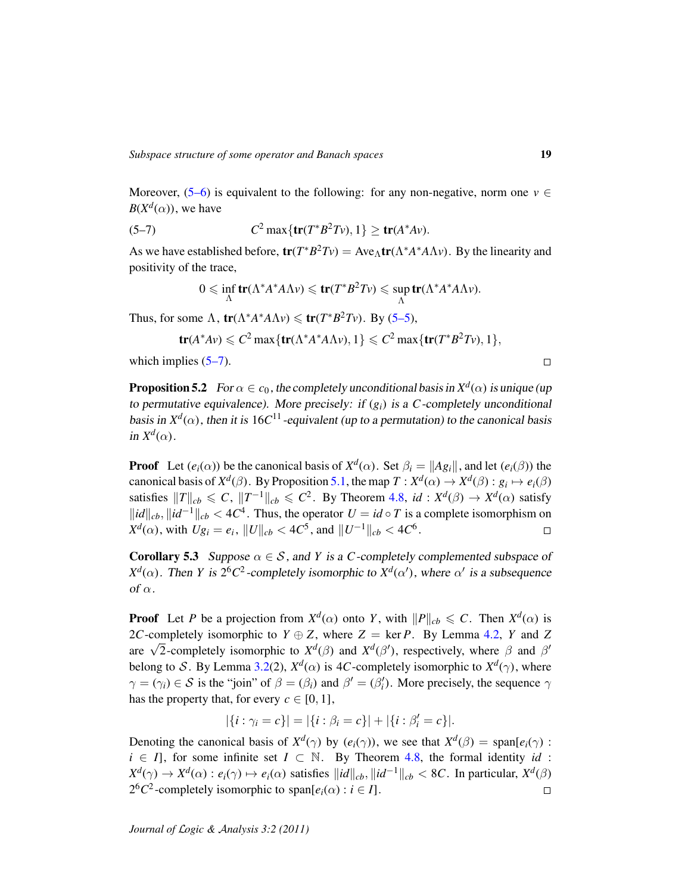Moreover, (5–6) is equivalent to the following: for any non-negative, norm one $v \in B(X^d(\alpha))$, we have

$$C^2 \max\{\mathbf{tr}(T^*B^2Tv), 1\} \geq \mathbf{tr}(A^*Av). \tag{5–7}$$

As we have established before, $\mathbf{tr}(T^*B^2Tv) = \mathrm{Ave}_\Lambda \mathbf{tr}(\Lambda^*A^*A\Lambda v)$. By the linearity and positivity of the trace,

$$0 \leqslant \inf_\Lambda \mathbf{tr}(\Lambda^*A^*A\Lambda v) \leqslant \mathbf{tr}(T^*B^2Tv) \leqslant \sup_\Lambda \mathbf{tr}(\Lambda^*A^*A\Lambda v).$$

Thus, for some $\Lambda$, $\mathbf{tr}(\Lambda^*A^*A\Lambda v) \leqslant \mathbf{tr}(T^*B^2Tv)$. By (5–5),

$$\mathbf{tr}(A^*Av) \leqslant C^2 \max\{\mathbf{tr}(\Lambda^*A^*A\Lambda v), 1\} \leqslant C^2 \max\{\mathbf{tr}(T^*B^2Tv), 1\},$$

which implies (5–7). □

**Proposition 5.2** *For $\alpha \in c_0$, the completely unconditional basis in $X^d(\alpha)$ is unique (up to permutative equivalence). More precisely: if $(g_i)$ is a $C$-completely unconditional basis in $X^d(\alpha)$, then it is $16C^{11}$-equivalent (up to a permutation) to the canonical basis in $X^d(\alpha)$.*

**Proof** Let $(e_i(\alpha))$ be the canonical basis of $X^d(\alpha)$. Set $\beta_i = \|Ag_i\|$, and let $(e_i(\beta))$ the canonical basis of $X^d(\beta)$. By Proposition 5.1, the map $T : X^d(\alpha) \to X^d(\beta) : g_i \mapsto e_i(\beta)$ satisfies $\|T\|_{cb} \leqslant C$, $\|T^{-1}\|_{cb} \leqslant C^2$. By Theorem 4.8, $id : X^d(\beta) \to X^d(\alpha)$ satisfy $\|id\|_{cb}, \|id^{-1}\|_{cb} < 4C^4$. Thus, the operator $U = id \circ T$ is a complete isomorphism on $X^d(\alpha)$, with $Ug_i = e_i$, $\|U\|_{cb} < 4C^5$, and $\|U^{-1}\|_{cb} < 4C^6$. □

**Corollary 5.3** *Suppose $\alpha \in \mathcal{S}$, and $Y$ is a $C$-completely complemented subspace of $X^d(\alpha)$. Then $Y$ is $2^6C^2$-completely isomorphic to $X^d(\alpha')$, where $\alpha'$ is a subsequence of $\alpha$.*

**Proof** Let $P$ be a projection from $X^d(\alpha)$ onto $Y$, with $\|P\|_{cb} \leqslant C$. Then $X^d(\alpha)$ is $2C$-completely isomorphic to $Y \oplus Z$, where $Z = \ker P$. By Lemma 4.2, $Y$ and $Z$ are $\sqrt{2}$-completely isomorphic to $X^d(\beta)$ and $X^d(\beta')$, respectively, where $\beta$ and $\beta'$ belong to $\mathcal{S}$. By Lemma 3.2(2), $X^d(\alpha)$ is $4C$-completely isomorphic to $X^d(\gamma)$, where $\gamma = (\gamma_i) \in \mathcal{S}$ is the "join" of $\beta = (\beta_i)$ and $\beta' = (\beta'_i)$. More precisely, the sequence $\gamma$ has the property that, for every $c \in [0, 1]$,

$$|\{i : \gamma_i = c\}| = |\{i : \beta_i = c\}| + |\{i : \beta'_i = c\}|.$$

Denoting the canonical basis of $X^d(\gamma)$ by $(e_i(\gamma))$, we see that $X^d(\beta) = \mathrm{span}[e_i(\gamma) : i \in I]$, for some infinite set $I \subset \mathbb{N}$. By Theorem 4.8, the formal identity $id : X^d(\gamma) \to X^d(\alpha) : e_i(\gamma) \mapsto e_i(\alpha)$ satisfies $\|id\|_{cb}, \|id^{-1}\|_{cb} < 8C$. In particular, $X^d(\beta)$ $2^6C^2$-completely isomorphic to $\mathrm{span}[e_i(\alpha) : i \in I]$. □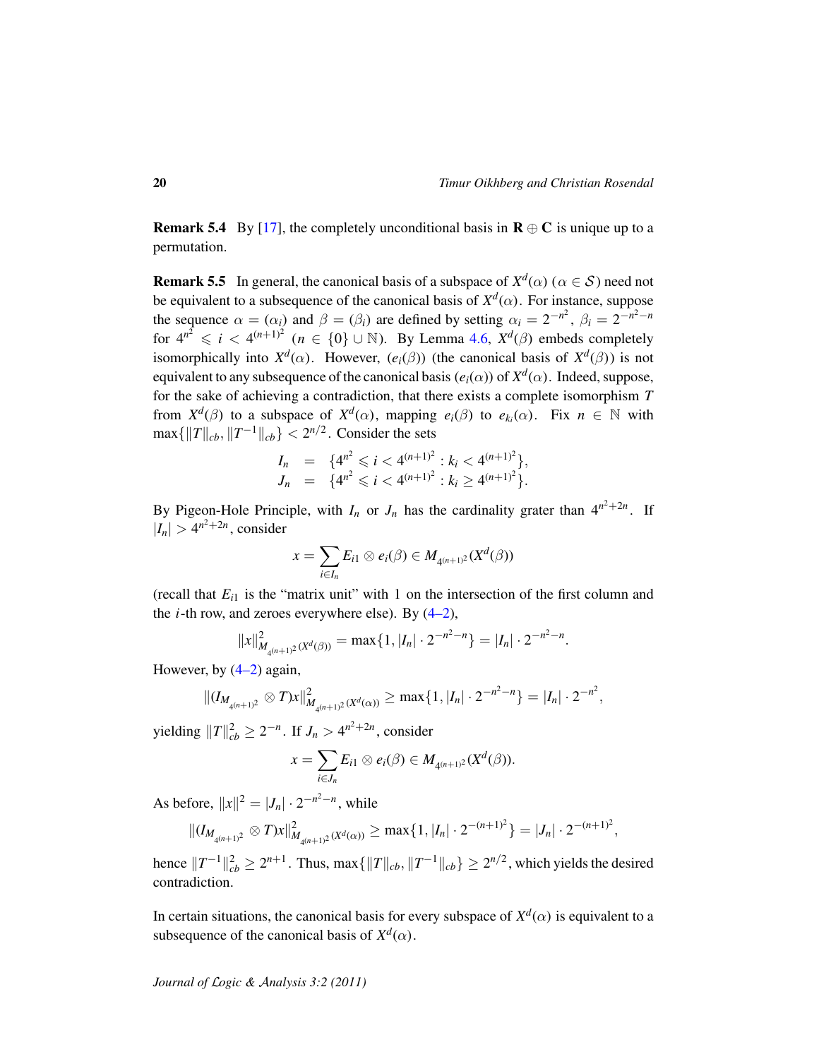**Remark 5.4** By [17], the completely unconditional basis in $\mathbf{R} \oplus \mathbf{C}$ is unique up to a permutation.

**Remark 5.5** In general, the canonical basis of a subspace of $X^d(\alpha)$ ($\alpha \in \mathcal{S}$) need not be equivalent to a subsequence of the canonical basis of $X^d(\alpha)$. For instance, suppose the sequence $\alpha = (\alpha_i)$ and $\beta = (\beta_i)$ are defined by setting $\alpha_i = 2^{-n^2}$, $\beta_i = 2^{-n^2-n}$ for $4^{n^2} \leqslant i < 4^{(n+1)^2}$ ($n \in \{0\} \cup \mathbb{N}$). By Lemma 4.6, $X^d(\beta)$ embeds completely isomorphically into $X^d(\alpha)$. However, $(e_i(\beta))$ (the canonical basis of $X^d(\beta)$) is not equivalent to any subsequence of the canonical basis $(e_i(\alpha))$ of $X^d(\alpha)$. Indeed, suppose, for the sake of achieving a contradiction, that there exists a complete isomorphism $T$ from $X^d(\beta)$ to a subspace of $X^d(\alpha)$, mapping $e_i(\beta)$ to $e_{k_i}(\alpha)$. Fix $n \in \mathbb{N}$ with $\max\{\|T\|_{cb}, \|T^{-1}\|_{cb}\} < 2^{n/2}$. Consider the sets

$$
\begin{aligned}
I_n &= \{4^{n^2} \leqslant i < 4^{(n+1)^2} : k_i < 4^{(n+1)^2}\}, \\
J_n &= \{4^{n^2} \leqslant i < 4^{(n+1)^2} : k_i \geq 4^{(n+1)^2}\}.
\end{aligned}
$$

By Pigeon-Hole Principle, with $I_n$ or $J_n$ has the cardinality grater than $4^{n^2+2n}$. If $|I_n| > 4^{n^2+2n}$, consider

$$
x = \sum_{i \in I_n} E_{i1} \otimes e_i(\beta) \in M_{4^{(n+1)^2}}(X^d(\beta))
$$

(recall that $E_{i1}$ is the "matrix unit" with 1 on the intersection of the first column and the $i$-th row, and zeroes everywhere else). By (4–2),

$$
\|x\|^2_{M_{4^{(n+1)^2}}(X^d(\beta))} = \max\{1, |I_n| \cdot 2^{-n^2-n}\} = |I_n| \cdot 2^{-n^2-n}.
$$

However, by (4–2) again,

$$
\|(I_{M_{4^{(n+1)^2}}} \otimes T)x\|^2_{M_{4^{(n+1)^2}}(X^d(\alpha))} \geq \max\{1, |I_n| \cdot 2^{-n^2-n}\} = |I_n| \cdot 2^{-n^2},
$$

yielding $\|T\|^2_{cb} \geq 2^{-n}$. If $J_n > 4^{n^2+2n}$, consider

$$
x = \sum_{i \in J_n} E_{i1} \otimes e_i(\beta) \in M_{4^{(n+1)^2}}(X^d(\beta)).
$$

As before, $\|x\|^2 = |J_n| \cdot 2^{-n^2-n}$, while

$$
\|(I_{M_{4^{(n+1)^2}}} \otimes T)x\|^2_{M_{4^{(n+1)^2}}(X^d(\alpha))} \geq \max\{1, |I_n| \cdot 2^{-(n+1)^2}\} = |J_n| \cdot 2^{-(n+1)^2},
$$

hence $\|T^{-1}\|^2_{cb} \geq 2^{n+1}$. Thus, $\max\{\|T\|_{cb}, \|T^{-1}\|_{cb}\} \geq 2^{n/2}$, which yields the desired contradiction.

In certain situations, the canonical basis for every subspace of $X^d(\alpha)$ is equivalent to a subsequence of the canonical basis of $X^d(\alpha)$.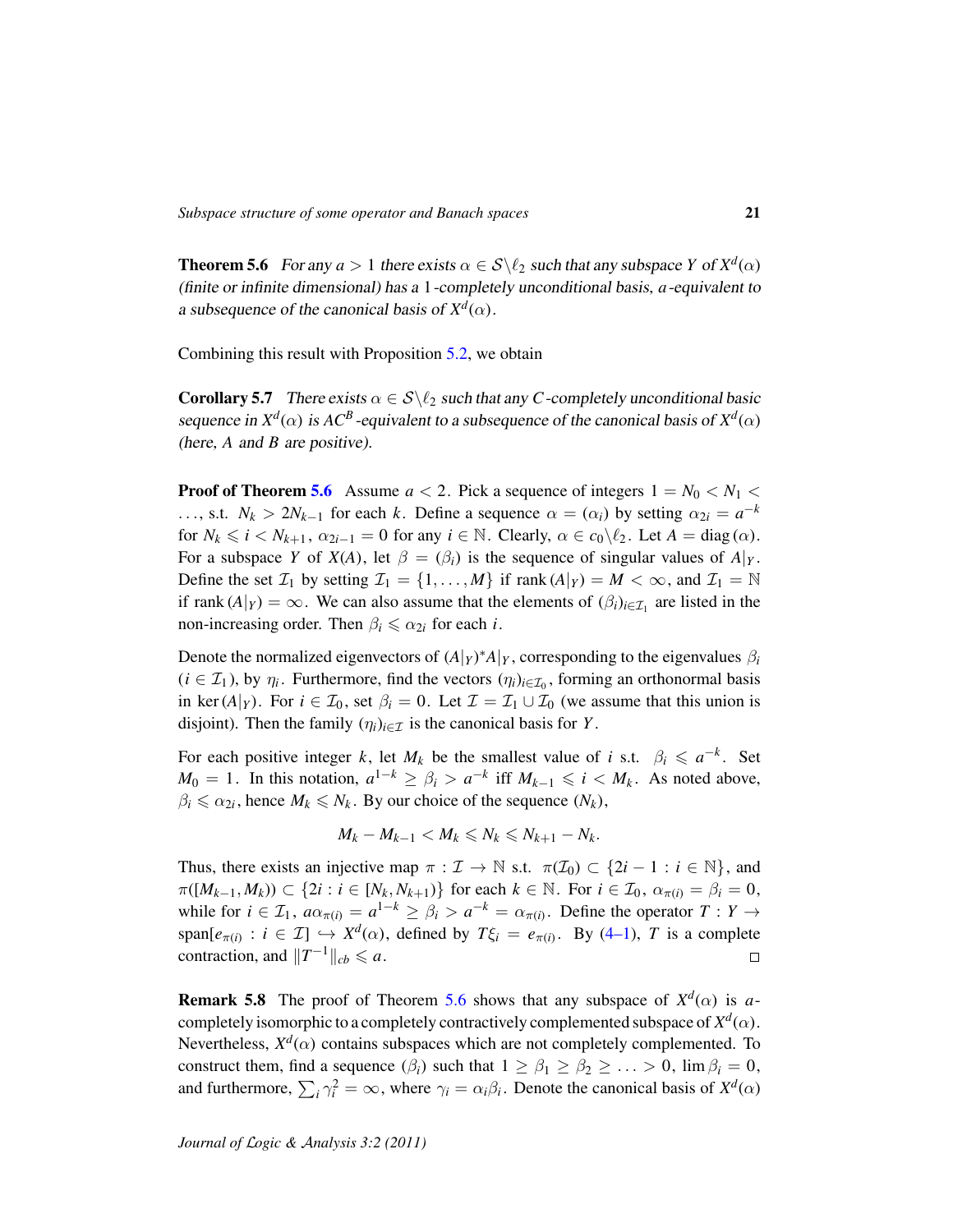**Theorem 5.6** *For any $a > 1$ there exists $\alpha \in \mathcal{S}\backslash\ell_2$ such that any subspace $Y$ of $X^d(\alpha)$ (finite or infinite dimensional) has a 1-completely unconditional basis, $a$-equivalent to a subsequence of the canonical basis of $X^d(\alpha)$.*

Combining this result with Proposition 5.2, we obtain

**Corollary 5.7** *There exists $\alpha \in \mathcal{S}\backslash\ell_2$ such that any $C$-completely unconditional basic sequence in $X^d(\alpha)$ is $AC^B$-equivalent to a subsequence of the canonical basis of $X^d(\alpha)$ (here, $A$ and $B$ are positive).*

**Proof of Theorem 5.6** Assume $a < 2$. Pick a sequence of integers $1 = N_0 < N_1 < \ldots$, s.t. $N_k > 2N_{k-1}$ for each $k$. Define a sequence $\alpha = (\alpha_i)$ by setting $\alpha_{2i} = a^{-k}$ for $N_k \leqslant i < N_{k+1}$, $\alpha_{2i-1} = 0$ for any $i \in \mathbb{N}$. Clearly, $\alpha \in c_0\backslash\ell_2$. Let $A = \mathrm{diag}\,(\alpha)$. For a subspace $Y$ of $X(A)$, let $\beta = (\beta_i)$ is the sequence of singular values of $A|_Y$. Define the set $\mathcal{I}_1$ by setting $\mathcal{I}_1 = \{1, \ldots, M\}$ if $\mathrm{rank}\,(A|_Y) = M < \infty$, and $\mathcal{I}_1 = \mathbb{N}$ if $\mathrm{rank}\,(A|_Y) = \infty$. We can also assume that the elements of $(\beta_i)_{i \in \mathcal{I}_1}$ are listed in the non-increasing order. Then $\beta_i \leqslant \alpha_{2i}$ for each $i$.

Denote the normalized eigenvectors of $(A|_Y)^* A|_Y$, corresponding to the eigenvalues $\beta_i$ ($i \in \mathcal{I}_1$), by $\eta_i$. Furthermore, find the vectors $(\eta_i)_{i \in \mathcal{I}_0}$, forming an orthonormal basis in $\ker\,(A|_Y)$. For $i \in \mathcal{I}_0$, set $\beta_i = 0$. Let $\mathcal{I} = \mathcal{I}_1 \cup \mathcal{I}_0$ (we assume that this union is disjoint). Then the family $(\eta_i)_{i \in \mathcal{I}}$ is the canonical basis for $Y$.

For each positive integer $k$, let $M_k$ be the smallest value of $i$ s.t. $\beta_i \leqslant a^{-k}$. Set $M_0 = 1$. In this notation, $a^{1-k} \geq \beta_i > a^{-k}$ iff $M_{k-1} \leqslant i < M_k$. As noted above, $\beta_i \leqslant \alpha_{2i}$, hence $M_k \leqslant N_k$. By our choice of the sequence $(N_k)$,

$$M_k - M_{k-1} < M_k \leqslant N_k \leqslant N_{k+1} - N_k.$$

Thus, there exists an injective map $\pi : \mathcal{I} \to \mathbb{N}$ s.t. $\pi(\mathcal{I}_0) \subset \{2i - 1 : i \in \mathbb{N}\}$, and $\pi([M_{k-1}, M_k)) \subset \{2i : i \in [N_k, N_{k+1})\}$ for each $k \in \mathbb{N}$. For $i \in \mathcal{I}_0$, $\alpha_{\pi(i)} = \beta_i = 0$, while for $i \in \mathcal{I}_1$, $a\alpha_{\pi(i)} = a^{1-k} \geq \beta_i > a^{-k} = \alpha_{\pi(i)}$. Define the operator $T : Y \to \mathrm{span}[e_{\pi(i)} : i \in \mathcal{I}] \hookrightarrow X^d(\alpha)$, defined by $T\xi_i = e_{\pi(i)}$. By (4–1), $T$ is a complete contraction, and $\|T^{-1}\|_{cb} \leqslant a$. ☐

**Remark 5.8** The proof of Theorem 5.6 shows that any subspace of $X^d(\alpha)$ is $a$-completely isomorphic to a completely contractively complemented subspace of $X^d(\alpha)$. Nevertheless, $X^d(\alpha)$ contains subspaces which are not completely complemented. To construct them, find a sequence $(\beta_i)$ such that $1 \geq \beta_1 \geq \beta_2 \geq \ldots > 0$, $\lim \beta_i = 0$, and furthermore, $\sum_i \gamma_i^2 = \infty$, where $\gamma_i = \alpha_i \beta_i$. Denote the canonical basis of $X^d(\alpha)$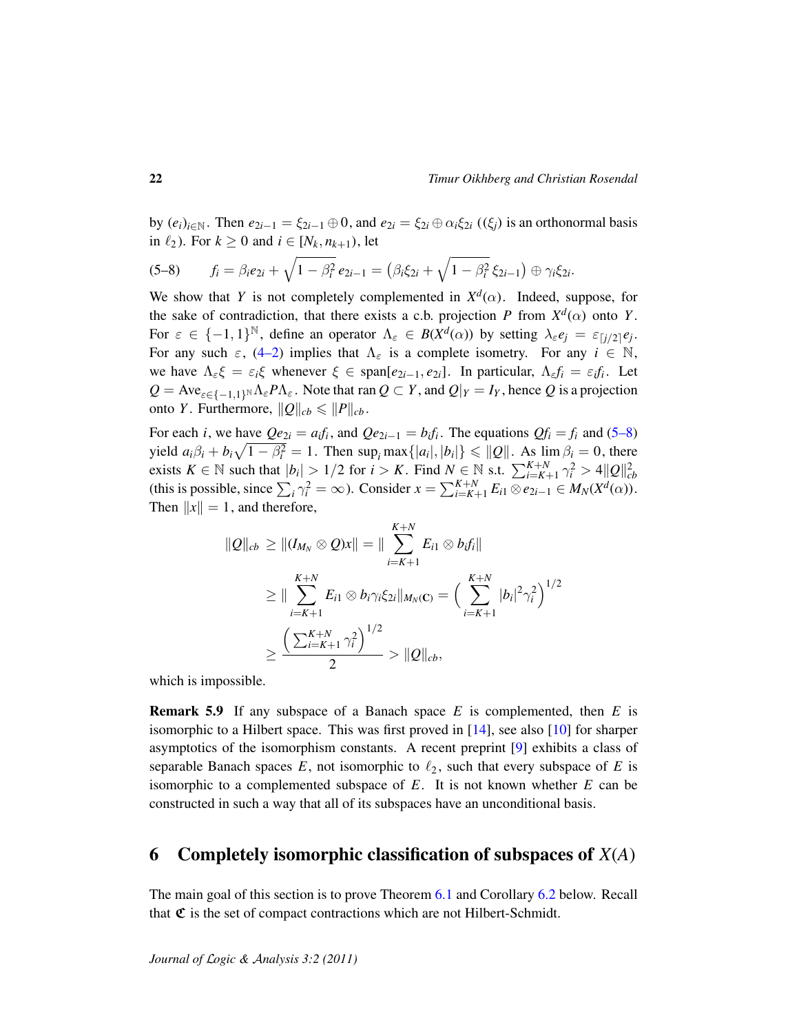by $(e_i)_{i\in\mathbb{N}}$. Then $e_{2i-1} = \xi_{2i-1} \oplus 0$, and $e_{2i} = \xi_{2i} \oplus \alpha_i \xi_{2i}$ ($(\xi_j)$ is an orthonormal basis in $\ell_2$). For $k \geq 0$ and $i \in [N_k, n_{k+1})$, let

$$(5\text{–}8) \qquad f_i = \beta_i e_{2i} + \sqrt{1-\beta_i^2}\, e_{2i-1} = \left(\beta_i \xi_{2i} + \sqrt{1-\beta_i^2}\, \xi_{2i-1}\right) \oplus \gamma_i \xi_{2i}.$$

We show that $Y$ is not completely complemented in $X^d(\alpha)$. Indeed, suppose, for the sake of contradiction, that there exists a c.b. projection $P$ from $X^d(\alpha)$ onto $Y$. For $\varepsilon \in \{-1,1\}^{\mathbb{N}}$, define an operator $\Lambda_\varepsilon \in B(X^d(\alpha))$ by setting $\lambda_\varepsilon e_j = \varepsilon_{\lceil j/2 \rceil} e_j$. For any such $\varepsilon$, (4–2) implies that $\Lambda_\varepsilon$ is a complete isometry. For any $i \in \mathbb{N}$, we have $\Lambda_\varepsilon \xi = \varepsilon_i \xi$ whenever $\xi \in \operatorname{span}[e_{2i-1}, e_{2i}]$. In particular, $\Lambda_\varepsilon f_i = \varepsilon_i f_i$. Let $Q = \operatorname{Ave}_{\varepsilon\in\{-1,1\}^{\mathbb{N}}} \Lambda_\varepsilon P \Lambda_\varepsilon$. Note that $\operatorname{ran} Q \subset Y$, and $Q|_Y = I_Y$, hence $Q$ is a projection onto $Y$. Furthermore, $\|Q\|_{cb} \leqslant \|P\|_{cb}$.

For each $i$, we have $Qe_{2i} = a_i f_i$, and $Qe_{2i-1} = b_i f_i$. The equations $Qf_i = f_i$ and (5–8) yield $a_i\beta_i + b_i\sqrt{1-\beta_i^2} = 1$. Then $\sup_i \max\{|a_i|, |b_i|\} \leqslant \|Q\|$. As $\lim \beta_i = 0$, there exists $K \in \mathbb{N}$ such that $|b_i| > 1/2$ for $i > K$. Find $N \in \mathbb{N}$ s.t. $\sum_{i=K+1}^{K+N} \gamma_i^2 > 4\|Q\|_{cb}^2$ (this is possible, since $\sum_i \gamma_i^2 = \infty$). Consider $x = \sum_{i=K+1}^{K+N} E_{i1} \otimes e_{2i-1} \in M_N(X^d(\alpha))$. Then $\|x\| = 1$, and therefore,

$$\begin{aligned}
\|Q\|_{cb} &\geq \|(I_{M_N} \otimes Q)x\| = \Big\| \sum_{i=K+1}^{K+N} E_{i1} \otimes b_i f_i \Big\| \\
&\geq \Big\| \sum_{i=K+1}^{K+N} E_{i1} \otimes b_i \gamma_i \xi_{2i} \Big\|_{M_N(\mathbf{C})} = \Big( \sum_{i=K+1}^{K+N} |b_i|^2 \gamma_i^2 \Big)^{1/2} \\
&\geq \frac{\Big( \sum_{i=K+1}^{K+N} \gamma_i^2 \Big)^{1/2}}{2} > \|Q\|_{cb},
\end{aligned}$$

which is impossible.

**Remark 5.9** If any subspace of a Banach space $E$ is complemented, then $E$ is isomorphic to a Hilbert space. This was first proved in [14], see also [10] for sharper asymptotics of the isomorphism constants. A recent preprint [9] exhibits a class of separable Banach spaces $E$, not isomorphic to $\ell_2$, such that every subspace of $E$ is isomorphic to a complemented subspace of $E$. It is not known whether $E$ can be constructed in such a way that all of its subspaces have an unconditional basis.

## 6 Completely isomorphic classification of subspaces of $X(A)$

The main goal of this section is to prove Theorem 6.1 and Corollary 6.2 below. Recall that $\mathfrak{C}$ is the set of compact contractions which are not Hilbert-Schmidt.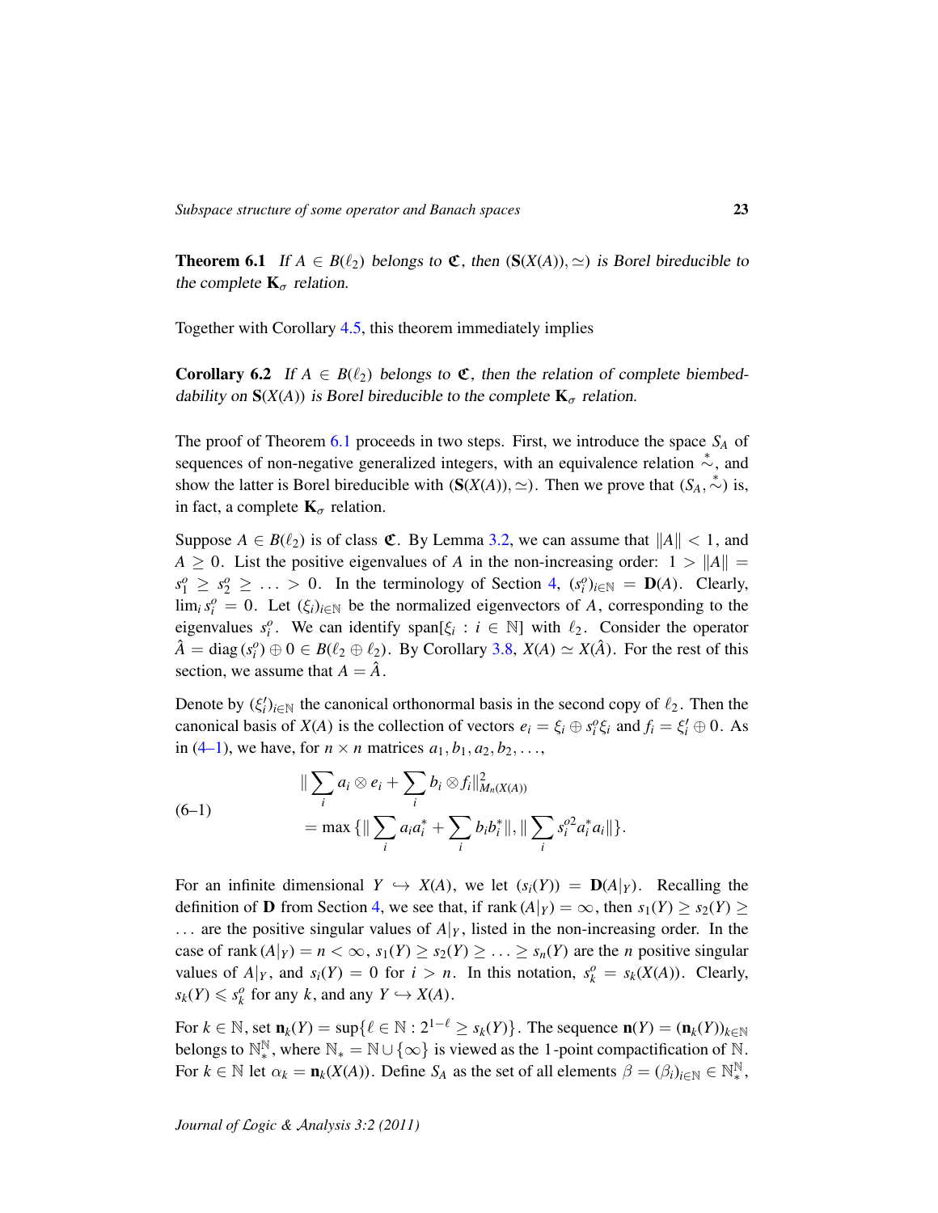**Theorem 6.1** *If $A \in B(\ell_2)$ belongs to $\mathfrak{C}$, then $(\mathbf{S}(X(A)), \simeq)$ is Borel bireducible to the complete $\mathbf{K}_\sigma$ relation.*

Together with Corollary 4.5, this theorem immediately implies

**Corollary 6.2** *If $A \in B(\ell_2)$ belongs to $\mathfrak{C}$, then the relation of complete biembeddability on $\mathbf{S}(X(A))$ is Borel bireducible to the complete $\mathbf{K}_\sigma$ relation.*

The proof of Theorem 6.1 proceeds in two steps. First, we introduce the space $S_A$ of sequences of non-negative generalized integers, with an equivalence relation $\overset{*}{\sim}$, and show the latter is Borel bireducible with $(\mathbf{S}(X(A)), \simeq)$. Then we prove that $(S_A, \overset{*}{\sim})$ is, in fact, a complete $\mathbf{K}_\sigma$ relation.

Suppose $A \in B(\ell_2)$ is of class $\mathfrak{C}$. By Lemma 3.2, we can assume that $\|A\| < 1$, and $A \geq 0$. List the positive eigenvalues of $A$ in the non-increasing order: $1 > \|A\| = s_1^o \geq s_2^o \geq \ldots > 0$. In the terminology of Section 4, $(s_i^o)_{i \in \mathbb{N}} = \mathbf{D}(A)$. Clearly, $\lim_i s_i^o = 0$. Let $(\xi_i)_{i \in \mathbb{N}}$ be the normalized eigenvectors of $A$, corresponding to the eigenvalues $s_i^o$. We can identify $\mathrm{span}[\xi_i : i \in \mathbb{N}]$ with $\ell_2$. Consider the operator $\hat{A} = \mathrm{diag}\,(s_i^o) \oplus 0 \in B(\ell_2 \oplus \ell_2)$. By Corollary 3.8, $X(A) \simeq X(\hat{A})$. For the rest of this section, we assume that $A = \hat{A}$.

Denote by $(\xi_i')_{i \in \mathbb{N}}$ the canonical orthonormal basis in the second copy of $\ell_2$. Then the canonical basis of $X(A)$ is the collection of vectors $e_i = \xi_i \oplus s_i^o \xi_i$ and $f_i = \xi_i' \oplus 0$. As in (4–1), we have, for $n \times n$ matrices $a_1, b_1, a_2, b_2, \ldots$,

$$
\begin{aligned}
&\| \sum_i a_i \otimes e_i + \sum_i b_i \otimes f_i \|^2_{M_n(X(A))} \\
&\quad = \max \{ \| \sum_i a_i a_i^* + \sum_i b_i b_i^* \|, \| \sum_i s_i^{o2} a_i^* a_i \| \}.
\end{aligned}
\tag{6–1}
$$

For an infinite dimensional $Y \hookrightarrow X(A)$, we let $(s_i(Y)) = \mathbf{D}(A|_Y)$. Recalling the definition of $\mathbf{D}$ from Section 4, we see that, if $\mathrm{rank}\,(A|_Y) = \infty$, then $s_1(Y) \geq s_2(Y) \geq \ldots$ are the positive singular values of $A|_Y$, listed in the non-increasing order. In the case of $\mathrm{rank}\,(A|_Y) = n < \infty$, $s_1(Y) \geq s_2(Y) \geq \ldots \geq s_n(Y)$ are the $n$ positive singular values of $A|_Y$, and $s_i(Y) = 0$ for $i > n$. In this notation, $s_k^o = s_k(X(A))$. Clearly, $s_k(Y) \leqslant s_k^o$ for any $k$, and any $Y \hookrightarrow X(A)$.

For $k \in \mathbb{N}$, set $\mathbf{n}_k(Y) = \sup\{\ell \in \mathbb{N} : 2^{1-\ell} \geq s_k(Y)\}$. The sequence $\mathbf{n}(Y) = (\mathbf{n}_k(Y))_{k \in \mathbb{N}}$ belongs to $\mathbb{N}_*^{\mathbb{N}}$, where $\mathbb{N}_* = \mathbb{N} \cup \{\infty\}$ is viewed as the 1-point compactification of $\mathbb{N}$. For $k \in \mathbb{N}$ let $\alpha_k = \mathbf{n}_k(X(A))$. Define $S_A$ as the set of all elements $\beta = (\beta_i)_{i \in \mathbb{N}} \in \mathbb{N}_*^{\mathbb{N}}$,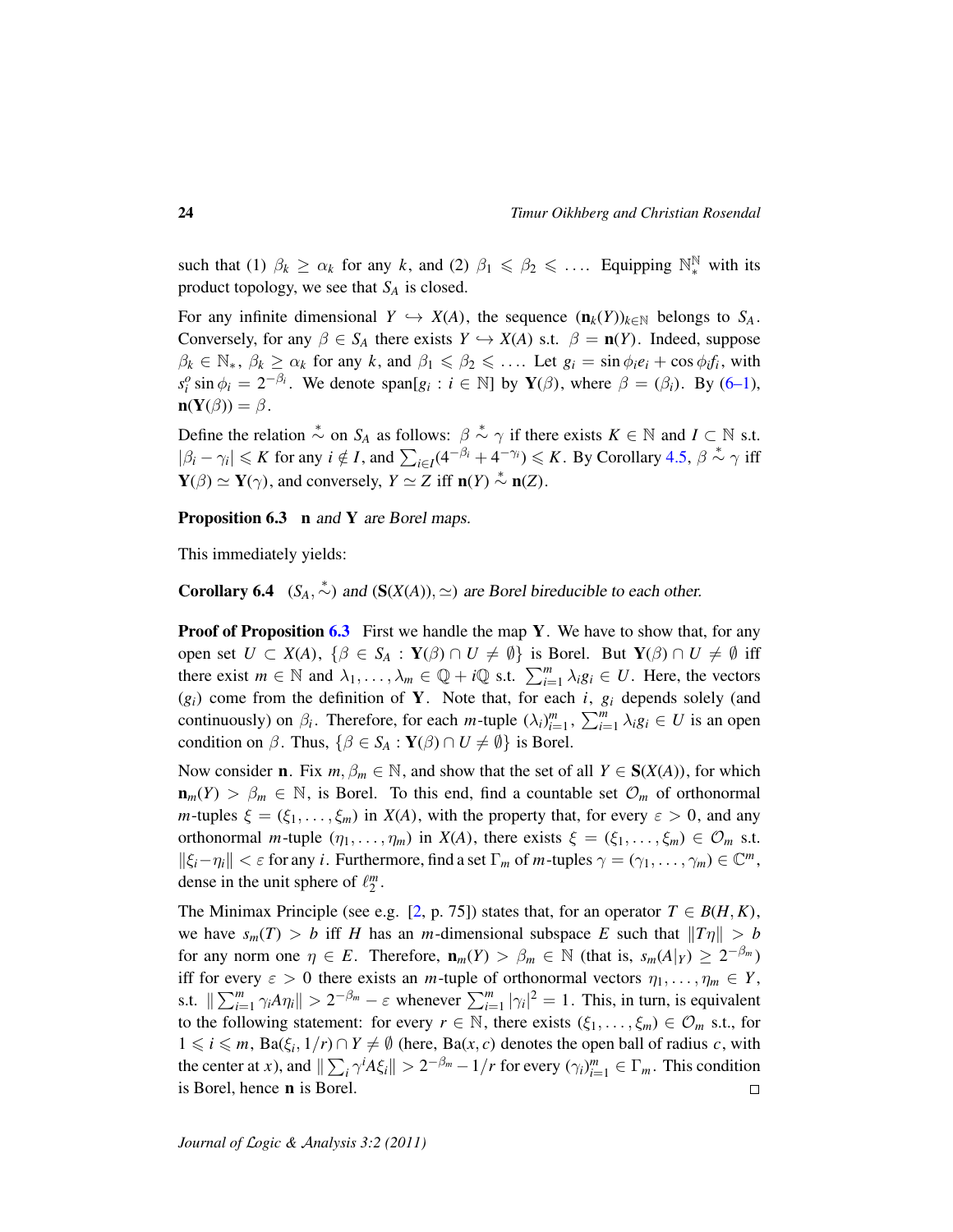such that (1) $\beta_k \geq \alpha_k$ for any $k$, and (2) $\beta_1 \leqslant \beta_2 \leqslant \ldots$. Equipping $\mathbb{N}_*^{\mathbb{N}}$ with its product topology, we see that $S_A$ is closed.

For any infinite dimensional $Y \hookrightarrow X(A)$, the sequence $(\mathbf{n}_k(Y))_{k\in\mathbb{N}}$ belongs to $S_A$. Conversely, for any $\beta \in S_A$ there exists $Y \hookrightarrow X(A)$ s.t. $\beta = \mathbf{n}(Y)$. Indeed, suppose $\beta_k \in \mathbb{N}_*$, $\beta_k \geq \alpha_k$ for any $k$, and $\beta_1 \leqslant \beta_2 \leqslant \ldots$. Let $g_i = \sin\phi_i e_i + \cos\phi_i f_i$, with $s_i^o \sin\phi_i = 2^{-\beta_i}$. We denote $\mathrm{span}[g_i : i \in \mathbb{N}]$ by $\mathbf{Y}(\beta)$, where $\beta = (\beta_i)$. By (6–1), $\mathbf{n}(\mathbf{Y}(\beta)) = \beta$.

Define the relation $\overset{*}{\sim}$ on $S_A$ as follows: $\beta \overset{*}{\sim} \gamma$ if there exists $K \in \mathbb{N}$ and $I \subset \mathbb{N}$ s.t. $|\beta_i - \gamma_i| \leqslant K$ for any $i \notin I$, and $\sum_{i\in I}(4^{-\beta_i} + 4^{-\gamma_i}) \leqslant K$. By Corollary 4.5, $\beta \overset{*}{\sim} \gamma$ iff $\mathbf{Y}(\beta) \simeq \mathbf{Y}(\gamma)$, and conversely, $Y \simeq Z$ iff $\mathbf{n}(Y) \overset{*}{\sim} \mathbf{n}(Z)$.

**Proposition 6.3** *$\mathbf{n}$ and $\mathbf{Y}$ are Borel maps.*

This immediately yields:

**Corollary 6.4** *$(S_A, \overset{*}{\sim})$ and $(\mathbf{S}(X(A)), \simeq)$ are Borel bireducible to each other.*

**Proof of Proposition 6.3** First we handle the map $\mathbf{Y}$. We have to show that, for any open set $U \subset X(A)$, $\{\beta \in S_A : \mathbf{Y}(\beta) \cap U \neq \emptyset\}$ is Borel. But $\mathbf{Y}(\beta) \cap U \neq \emptyset$ iff there exist $m \in \mathbb{N}$ and $\lambda_1, \ldots, \lambda_m \in \mathbb{Q} + i\mathbb{Q}$ s.t. $\sum_{i=1}^m \lambda_i g_i \in U$. Here, the vectors $(g_i)$ come from the definition of $\mathbf{Y}$. Note that, for each $i$, $g_i$ depends solely (and continuously) on $\beta_i$. Therefore, for each $m$-tuple $(\lambda_i)_{i=1}^m$, $\sum_{i=1}^m \lambda_i g_i \in U$ is an open condition on $\beta$. Thus, $\{\beta \in S_A : \mathbf{Y}(\beta) \cap U \neq \emptyset\}$ is Borel.

Now consider $\mathbf{n}$. Fix $m, \beta_m \in \mathbb{N}$, and show that the set of all $Y \in \mathbf{S}(X(A))$, for which $\mathbf{n}_m(Y) > \beta_m \in \mathbb{N}$, is Borel. To this end, find a countable set $\mathcal{O}_m$ of orthonormal $m$-tuples $\xi = (\xi_1, \ldots, \xi_m)$ in $X(A)$, with the property that, for every $\varepsilon > 0$, and any orthonormal $m$-tuple $(\eta_1, \ldots, \eta_m)$ in $X(A)$, there exists $\xi = (\xi_1, \ldots, \xi_m) \in \mathcal{O}_m$ s.t. $\|\xi_i - \eta_i\| < \varepsilon$ for any $i$. Furthermore, find a set $\Gamma_m$ of $m$-tuples $\gamma = (\gamma_1, \ldots, \gamma_m) \in \mathbb{C}^m$, dense in the unit sphere of $\ell_2^m$.

The Minimax Principle (see e.g. [2, p. 75]) states that, for an operator $T \in B(H, K)$, we have $s_m(T) > b$ iff $H$ has an $m$-dimensional subspace $E$ such that $\|T\eta\| > b$ for any norm one $\eta \in E$. Therefore, $\mathbf{n}_m(Y) > \beta_m \in \mathbb{N}$ (that is, $s_m(A|_Y) \geq 2^{-\beta_m}$) iff for every $\varepsilon > 0$ there exists an $m$-tuple of orthonormal vectors $\eta_1, \ldots, \eta_m \in Y$, s.t. $\|\sum_{i=1}^m \gamma_i A\eta_i\| > 2^{-\beta_m} - \varepsilon$ whenever $\sum_{i=1}^m |\gamma_i|^2 = 1$. This, in turn, is equivalent to the following statement: for every $r \in \mathbb{N}$, there exists $(\xi_1, \ldots, \xi_m) \in \mathcal{O}_m$ s.t., for $1 \leqslant i \leqslant m$, $\mathrm{Ba}(\xi_i, 1/r) \cap Y \neq \emptyset$ (here, $\mathrm{Ba}(x, c)$ denotes the open ball of radius $c$, with the center at $x$), and $\|\sum_i \gamma^i A\xi_i\| > 2^{-\beta_m} - 1/r$ for every $(\gamma_i)_{i=1}^m \in \Gamma_m$. This condition is Borel, hence $\mathbf{n}$ is Borel. ◻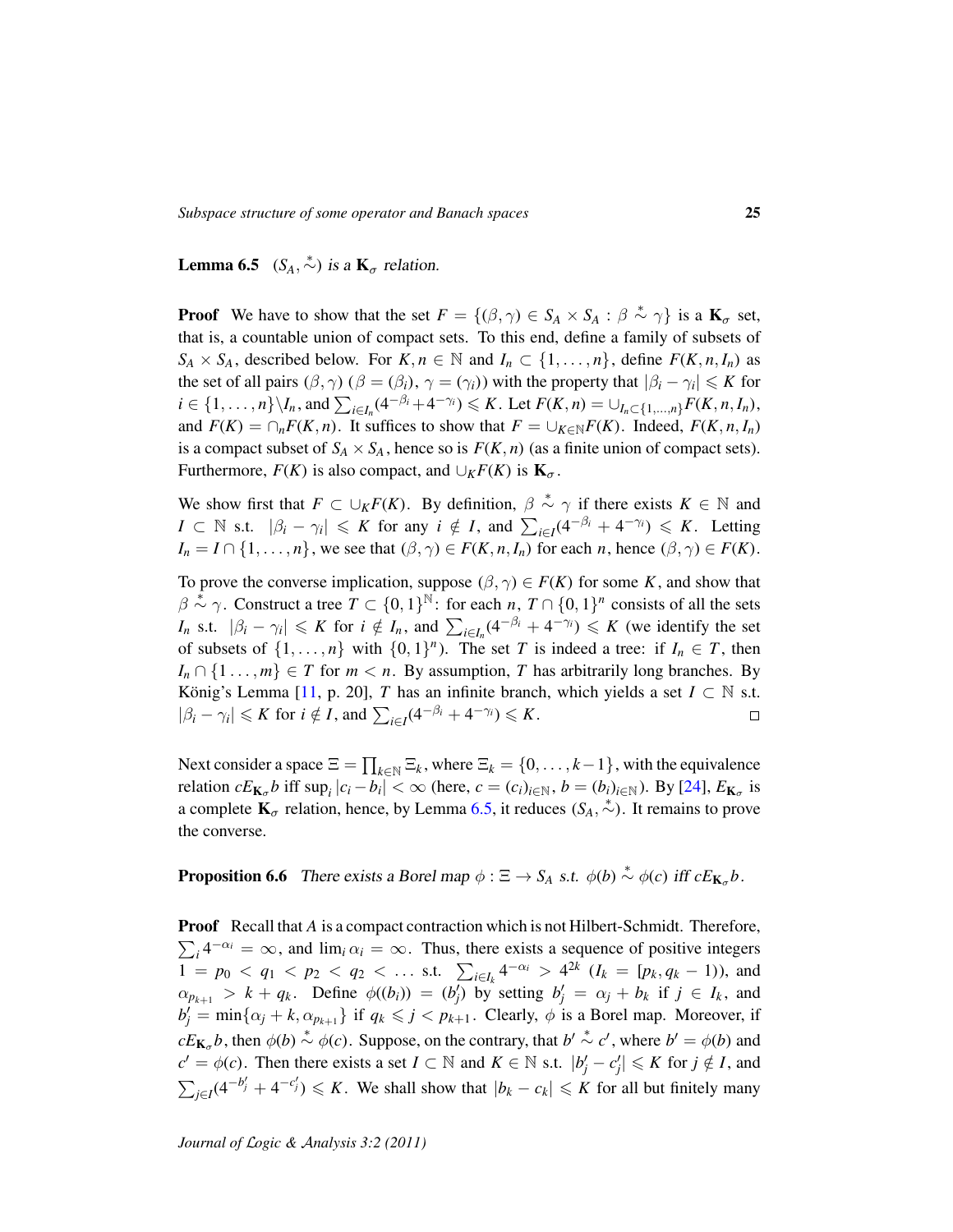**Lemma 6.5** *$(S_A, \stackrel{*}{\sim})$ is a $\mathbf{K}_\sigma$ relation.*

**Proof** We have to show that the set $F = \{(\beta, \gamma) \in S_A \times S_A : \beta \stackrel{*}{\sim} \gamma\}$ is a $\mathbf{K}_\sigma$ set, that is, a countable union of compact sets. To this end, define a family of subsets of $S_A \times S_A$, described below. For $K, n \in \mathbb{N}$ and $I_n \subset \{1, \ldots, n\}$, define $F(K, n, I_n)$ as the set of all pairs $(\beta, \gamma)$ ($\beta = (\beta_i)$, $\gamma = (\gamma_i)$) with the property that $|\beta_i - \gamma_i| \leqslant K$ for $i \in \{1, \ldots, n\} \backslash I_n$, and $\sum_{i \in I_n} (4^{-\beta_i} + 4^{-\gamma_i}) \leqslant K$. Let $F(K, n) = \cup_{I_n \subset \{1, \ldots, n\}} F(K, n, I_n)$, and $F(K) = \cap_n F(K, n)$. It suffices to show that $F = \cup_{K \in \mathbb{N}} F(K)$. Indeed, $F(K, n, I_n)$ is a compact subset of $S_A \times S_A$, hence so is $F(K, n)$ (as a finite union of compact sets). Furthermore, $F(K)$ is also compact, and $\cup_K F(K)$ is $\mathbf{K}_\sigma$.

We show first that $F \subset \cup_K F(K)$. By definition, $\beta \stackrel{*}{\sim} \gamma$ if there exists $K \in \mathbb{N}$ and $I \subset \mathbb{N}$ s.t. $|\beta_i - \gamma_i| \leqslant K$ for any $i \notin I$, and $\sum_{i \in I} (4^{-\beta_i} + 4^{-\gamma_i}) \leqslant K$. Letting $I_n = I \cap \{1, \ldots, n\}$, we see that $(\beta, \gamma) \in F(K, n, I_n)$ for each $n$, hence $(\beta, \gamma) \in F(K)$.

To prove the converse implication, suppose $(\beta, \gamma) \in F(K)$ for some $K$, and show that $\beta \stackrel{*}{\sim} \gamma$. Construct a tree $T \subset \{0, 1\}^{\mathbb{N}}$: for each $n$, $T \cap \{0, 1\}^n$ consists of all the sets $I_n$ s.t. $|\beta_i - \gamma_i| \leqslant K$ for $i \notin I_n$, and $\sum_{i \in I_n} (4^{-\beta_i} + 4^{-\gamma_i}) \leqslant K$ (we identify the set of subsets of $\{1, \ldots, n\}$ with $\{0, 1\}^n$). The set $T$ is indeed a tree: if $I_n \in T$, then $I_n \cap \{1 \ldots, m\} \in T$ for $m < n$. By assumption, $T$ has arbitrarily long branches. By König's Lemma [11, p. 20], $T$ has an infinite branch, which yields a set $I \subset \mathbb{N}$ s.t. $|\beta_i - \gamma_i| \leqslant K$ for $i \notin I$, and $\sum_{i \in I} (4^{-\beta_i} + 4^{-\gamma_i}) \leqslant K$. $\square$

Next consider a space $\Xi = \prod_{k \in \mathbb{N}} \Xi_k$, where $\Xi_k = \{0, \ldots, k-1\}$, with the equivalence relation $cE_{\mathbf{K}_\sigma} b$ iff $\sup_i |c_i - b_i| < \infty$ (here, $c = (c_i)_{i \in \mathbb{N}}$, $b = (b_i)_{i \in \mathbb{N}}$). By [24], $E_{\mathbf{K}_\sigma}$ is a complete $\mathbf{K}_\sigma$ relation, hence, by Lemma 6.5, it reduces $(S_A, \stackrel{*}{\sim})$. It remains to prove the converse.

**Proposition 6.6** *There exists a Borel map $\phi : \Xi \to S_A$ s.t. $\phi(b) \stackrel{*}{\sim} \phi(c)$ iff $cE_{\mathbf{K}_\sigma} b$.*

**Proof** Recall that $A$ is a compact contraction which is not Hilbert-Schmidt. Therefore, $\sum_i 4^{-\alpha_i} = \infty$, and $\lim_i \alpha_i = \infty$. Thus, there exists a sequence of positive integers $1 = p_0 < q_1 < p_2 < q_2 < \ldots$ s.t. $\sum_{i \in I_k} 4^{-\alpha_i} > 4^{2k}$ ($I_k = [p_k, q_k - 1)$), and $\alpha_{p_{k+1}} > k + q_k$. Define $\phi((b_i)) = (b'_j)$ by setting $b'_j = \alpha_j + b_k$ if $j \in I_k$, and $b'_j = \min\{\alpha_j + k, \alpha_{p_{k+1}}\}$ if $q_k \leqslant j < p_{k+1}$. Clearly, $\phi$ is a Borel map. Moreover, if $cE_{\mathbf{K}_\sigma} b$, then $\phi(b) \stackrel{*}{\sim} \phi(c)$. Suppose, on the contrary, that $b' \stackrel{*}{\sim} c'$, where $b' = \phi(b)$ and $c' = \phi(c)$. Then there exists a set $I \subset \mathbb{N}$ and $K \in \mathbb{N}$ s.t. $|b'_j - c'_j| \leqslant K$ for $j \notin I$, and $\sum_{j \in I} (4^{-b'_j} + 4^{-c'_j}) \leqslant K$. We shall show that $|b_k - c_k| \leqslant K$ for all but finitely many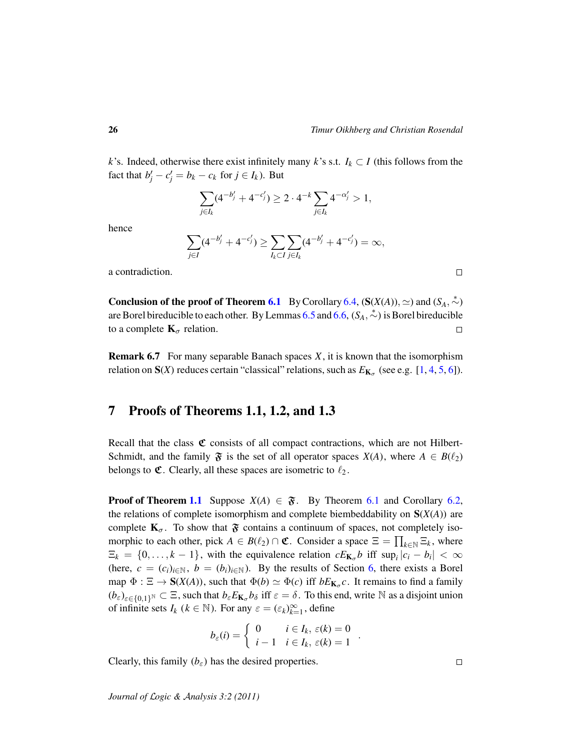$k$'s. Indeed, otherwise there exist infinitely many $k$'s s.t. $I_k \subset I$ (this follows from the fact that $b'_j - c'_j = b_k - c_k$ for $j \in I_k$). But

$$\sum_{j \in I_k} (4^{-b'_j} + 4^{-c'_j}) \geq 2 \cdot 4^{-k} \sum_{j \in I_k} 4^{-\alpha'_j} > 1,$$

hence

$$\sum_{j \in I} (4^{-b'_j} + 4^{-c'_j}) \geq \sum_{I_k \subset I} \sum_{j \in I_k} (4^{-b'_j} + 4^{-c'_j}) = \infty,$$

a contradiction. □

**Conclusion of the proof of Theorem 6.1** By Corollary 6.4, $(\mathbf{S}(X(A)), \simeq)$ and $(S_A, \overset{*}{\sim})$ are Borel bireducible to each other. By Lemmas 6.5 and 6.6, $(S_A, \overset{*}{\sim})$ is Borel bireducible to a complete $\mathbf{K}_\sigma$ relation. □

**Remark 6.7** For many separable Banach spaces $X$, it is known that the isomorphism relation on $\mathbf{S}(X)$ reduces certain "classical" relations, such as $E_{\mathbf{K}_\sigma}$ (see e.g. [1, 4, 5, 6]).

## 7 Proofs of Theorems 1.1, 1.2, and 1.3

Recall that the class $\mathfrak{C}$ consists of all compact contractions, which are not Hilbert-Schmidt, and the family $\mathfrak{F}$ is the set of all operator spaces $X(A)$, where $A \in B(\ell_2)$ belongs to $\mathfrak{C}$. Clearly, all these spaces are isometric to $\ell_2$.

**Proof of Theorem 1.1** Suppose $X(A) \in \mathfrak{F}$. By Theorem 6.1 and Corollary 6.2, the relations of complete isomorphism and complete biembeddability on $\mathbf{S}(X(A))$ are complete $\mathbf{K}_\sigma$. To show that $\mathfrak{F}$ contains a continuum of spaces, not completely isomorphic to each other, pick $A \in B(\ell_2) \cap \mathfrak{C}$. Consider a space $\Xi = \prod_{k \in \mathbb{N}} \Xi_k$, where $\Xi_k = \{0, \ldots, k-1\}$, with the equivalence relation $cE_{\mathbf{K}_\sigma}b$ iff $\sup_i |c_i - b_i| < \infty$ (here, $c = (c_i)_{i \in \mathbb{N}}$, $b = (b_i)_{i \in \mathbb{N}}$). By the results of Section 6, there exists a Borel map $\Phi : \Xi \to \mathbf{S}(X(A))$, such that $\Phi(b) \simeq \Phi(c)$ iff $bE_{\mathbf{K}_\sigma}c$. It remains to find a family $(b_\varepsilon)_{\varepsilon \in \{0,1\}^{\mathbb{N}}} \subset \Xi$, such that $b_\varepsilon E_{\mathbf{K}_\sigma} b_\delta$ iff $\varepsilon = \delta$. To this end, write $\mathbb{N}$ as a disjoint union of infinite sets $I_k$ ($k \in \mathbb{N}$). For any $\varepsilon = (\varepsilon_k)_{k=1}^\infty$, define

$$b_\varepsilon(i) = \begin{cases} 0 & i \in I_k,\ \varepsilon(k) = 0 \\ i-1 & i \in I_k,\ \varepsilon(k) = 1 \end{cases}.$$

Clearly, this family $(b_\varepsilon)$ has the desired properties. □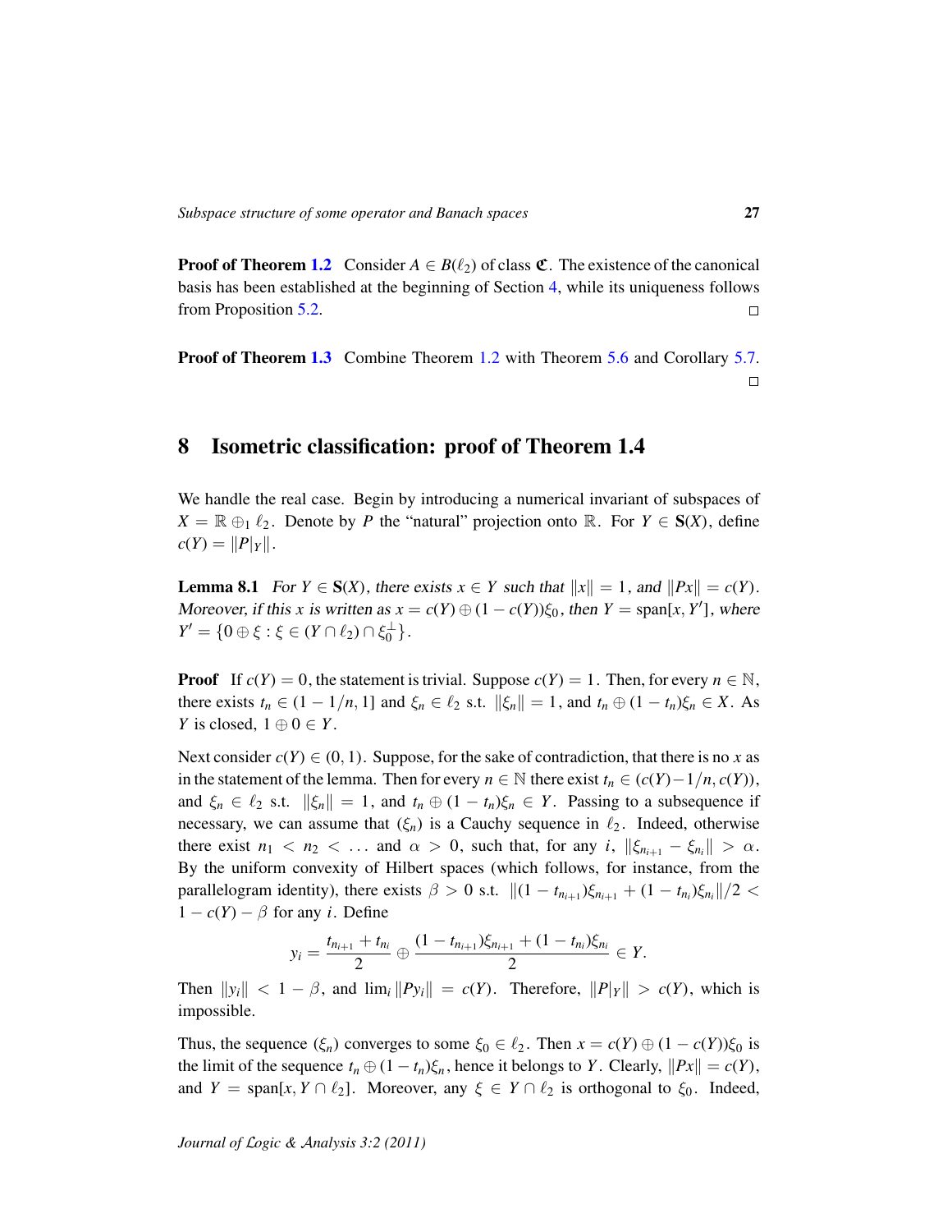**Proof of Theorem 1.2** Consider $A \in B(\ell_2)$ of class $\mathfrak{C}$. The existence of the canonical basis has been established at the beginning of Section 4, while its uniqueness follows from Proposition 5.2. □

**Proof of Theorem 1.3** Combine Theorem 1.2 with Theorem 5.6 and Corollary 5.7. □

# 8 Isometric classification: proof of Theorem 1.4

We handle the real case. Begin by introducing a numerical invariant of subspaces of $X = \mathbb{R} \oplus_1 \ell_2$. Denote by $P$ the "natural" projection onto $\mathbb{R}$. For $Y \in \mathbf{S}(X)$, define $c(Y) = \|P|_Y\|$.

**Lemma 8.1** *For $Y \in \mathbf{S}(X)$, there exists $x \in Y$ such that $\|x\| = 1$, and $\|Px\| = c(Y)$. Moreover, if this $x$ is written as $x = c(Y) \oplus (1 - c(Y))\xi_0$, then $Y = \mathrm{span}[x, Y']$, where $Y' = \{0 \oplus \xi : \xi \in (Y \cap \ell_2) \cap \xi_0^\perp\}$.*

**Proof** If $c(Y) = 0$, the statement is trivial. Suppose $c(Y) = 1$. Then, for every $n \in \mathbb{N}$, there exists $t_n \in (1 - 1/n, 1]$ and $\xi_n \in \ell_2$ s.t. $\|\xi_n\| = 1$, and $t_n \oplus (1 - t_n)\xi_n \in X$. As $Y$ is closed, $1 \oplus 0 \in Y$.

Next consider $c(Y) \in (0, 1)$. Suppose, for the sake of contradiction, that there is no $x$ as in the statement of the lemma. Then for every $n \in \mathbb{N}$ there exist $t_n \in (c(Y) - 1/n, c(Y))$, and $\xi_n \in \ell_2$ s.t. $\|\xi_n\| = 1$, and $t_n \oplus (1 - t_n)\xi_n \in Y$. Passing to a subsequence if necessary, we can assume that $(\xi_n)$ is a Cauchy sequence in $\ell_2$. Indeed, otherwise there exist $n_1 < n_2 < \dots$ and $\alpha > 0$, such that, for any $i$, $\|\xi_{n_{i+1}} - \xi_{n_i}\| > \alpha$. By the uniform convexity of Hilbert spaces (which follows, for instance, from the parallelogram identity), there exists $\beta > 0$ s.t. $\|(1 - t_{n_{i+1}})\xi_{n_{i+1}} + (1 - t_{n_i})\xi_{n_i}\|/2 < 1 - c(Y) - \beta$ for any $i$. Define

$$y_i = \frac{t_{n_{i+1}} + t_{n_i}}{2} \oplus \frac{(1 - t_{n_{i+1}})\xi_{n_{i+1}} + (1 - t_{n_i})\xi_{n_i}}{2} \in Y.$$

Then $\|y_i\| < 1 - \beta$, and $\lim_i \|Py_i\| = c(Y)$. Therefore, $\|P|_Y\| > c(Y)$, which is impossible.

Thus, the sequence $(\xi_n)$ converges to some $\xi_0 \in \ell_2$. Then $x = c(Y) \oplus (1 - c(Y))\xi_0$ is the limit of the sequence $t_n \oplus (1 - t_n)\xi_n$, hence it belongs to $Y$. Clearly, $\|Px\| = c(Y)$, and $Y = \mathrm{span}[x, Y \cap \ell_2]$. Moreover, any $\xi \in Y \cap \ell_2$ is orthogonal to $\xi_0$. Indeed,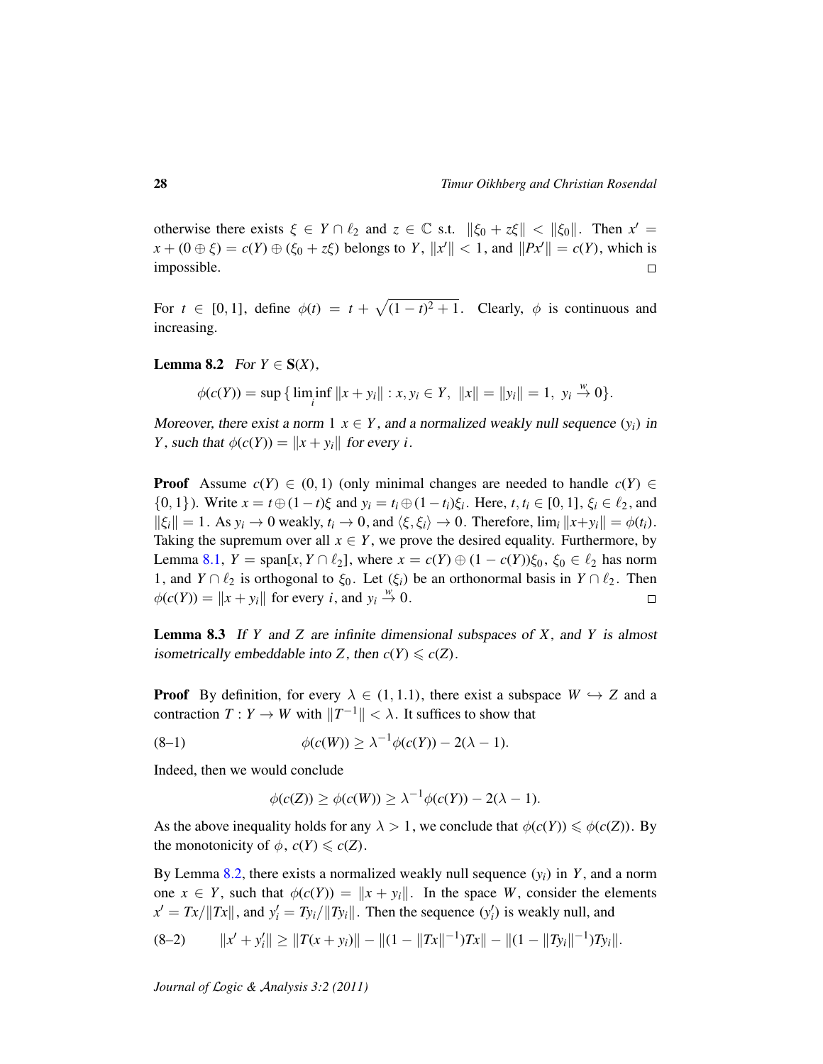otherwise there exists $\xi \in Y \cap \ell_2$ and $z \in \mathbb{C}$ s.t. $\|\xi_0 + z\xi\| < \|\xi_0\|$. Then $x' = x + (0 \oplus \xi) = c(Y) \oplus (\xi_0 + z\xi)$ belongs to $Y$, $\|x'\| < 1$, and $\|Px'\| = c(Y)$, which is impossible. □

For $t \in [0,1]$, define $\phi(t) = t + \sqrt{(1-t)^2 + 1}$. Clearly, $\phi$ is continuous and increasing.

**Lemma 8.2** *For $Y \in \mathbf{S}(X)$,*

$$\phi(c(Y)) = \sup\{\liminf_i \|x + y_i\| : x, y_i \in Y,\ \|x\| = \|y_i\| = 1,\ y_i \xrightarrow{w} 0\}.$$

*Moreover, there exist a norm 1 $x \in Y$, and a normalized weakly null sequence $(y_i)$ in $Y$, such that $\phi(c(Y)) = \|x + y_i\|$ for every $i$.*

**Proof** Assume $c(Y) \in (0,1)$ (only minimal changes are needed to handle $c(Y) \in \{0,1\}$). Write $x = t \oplus (1-t)\xi$ and $y_i = t_i \oplus (1-t_i)\xi_i$. Here, $t, t_i \in [0,1]$, $\xi_i \in \ell_2$, and $\|\xi_i\| = 1$. As $y_i \to 0$ weakly, $t_i \to 0$, and $\langle \xi, \xi_i \rangle \to 0$. Therefore, $\lim_i \|x + y_i\| = \phi(t_i)$. Taking the supremum over all $x \in Y$, we prove the desired equality. Furthermore, by Lemma 8.1, $Y = \mathrm{span}[x, Y \cap \ell_2]$, where $x = c(Y) \oplus (1 - c(Y))\xi_0$, $\xi_0 \in \ell_2$ has norm 1, and $Y \cap \ell_2$ is orthogonal to $\xi_0$. Let $(\xi_i)$ be an orthonormal basis in $Y \cap \ell_2$. Then $\phi(c(Y)) = \|x + y_i\|$ for every $i$, and $y_i \xrightarrow{w} 0$. □

**Lemma 8.3** *If $Y$ and $Z$ are infinite dimensional subspaces of $X$, and $Y$ is almost isometrically embeddable into $Z$, then $c(Y) \leqslant c(Z)$.*

**Proof** By definition, for every $\lambda \in (1, 1.1)$, there exist a subspace $W \hookrightarrow Z$ and a contraction $T : Y \to W$ with $\|T^{-1}\| < \lambda$. It suffices to show that

$$\phi(c(W)) \geq \lambda^{-1}\phi(c(Y)) - 2(\lambda - 1). \tag{8–1}$$

Indeed, then we would conclude

$$\phi(c(Z)) \geq \phi(c(W)) \geq \lambda^{-1}\phi(c(Y)) - 2(\lambda - 1).$$

As the above inequality holds for any $\lambda > 1$, we conclude that $\phi(c(Y)) \leqslant \phi(c(Z))$. By the monotonicity of $\phi$, $c(Y) \leqslant c(Z)$.

By Lemma 8.2, there exists a normalized weakly null sequence $(y_i)$ in $Y$, and a norm one $x \in Y$, such that $\phi(c(Y)) = \|x + y_i\|$. In the space $W$, consider the elements $x' = Tx/\|Tx\|$, and $y_i' = Ty_i/\|Ty_i\|$. Then the sequence $(y_i')$ is weakly null, and

$$\|x' + y_i'\| \geq \|T(x + y_i)\| - \|(1 - \|Tx\|^{-1})Tx\| - \|(1 - \|Ty_i\|^{-1})Ty_i\|. \tag{8–2}$$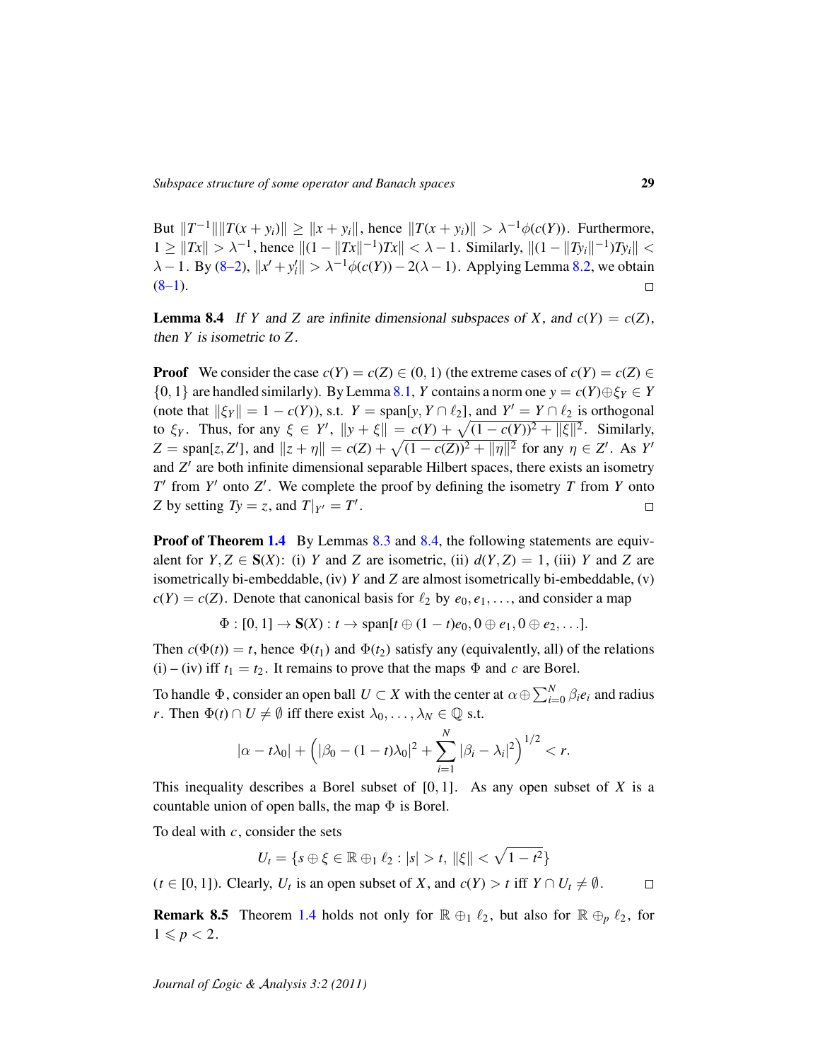But $\|T^{-1}\|\|T(x+y_i)\| \geq \|x+y_i\|$, hence $\|T(x+y_i)\| > \lambda^{-1}\phi(c(Y))$. Furthermore, $1 \geq \|Tx\| > \lambda^{-1}$, hence $\|(1-\|Tx\|^{-1})Tx\| < \lambda - 1$. Similarly, $\|(1-\|Ty_i\|^{-1})Ty_i\| < \lambda - 1$. By (8–2), $\|x' + y_i'\| > \lambda^{-1}\phi(c(Y)) - 2(\lambda - 1)$. Applying Lemma 8.2, we obtain (8–1). □

**Lemma 8.4** *If $Y$ and $Z$ are infinite dimensional subspaces of $X$, and $c(Y) = c(Z)$, then $Y$ is isometric to $Z$.*

**Proof** We consider the case $c(Y) = c(Z) \in (0,1)$ (the extreme cases of $c(Y) = c(Z) \in \{0,1\}$ are handled similarly). By Lemma 8.1, $Y$ contains a norm one $y = c(Y) \oplus \xi_Y \in Y$ (note that $\|\xi_Y\| = 1 - c(Y)$), s.t. $Y = \mathrm{span}[y, Y \cap \ell_2]$, and $Y' = Y \cap \ell_2$ is orthogonal to $\xi_Y$. Thus, for any $\xi \in Y'$, $\|y + \xi\| = c(Y) + \sqrt{(1-c(Y))^2 + \|\xi\|^2}$. Similarly, $Z = \mathrm{span}[z, Z']$, and $\|z + \eta\| = c(Z) + \sqrt{(1-c(Z))^2 + \|\eta\|^2}$ for any $\eta \in Z'$. As $Y'$ and $Z'$ are both infinite dimensional separable Hilbert spaces, there exists an isometry $T'$ from $Y'$ onto $Z'$. We complete the proof by defining the isometry $T$ from $Y$ onto $Z$ by setting $Ty = z$, and $T|_{Y'} = T'$. □

**Proof of Theorem 1.4** By Lemmas 8.3 and 8.4, the following statements are equivalent for $Y, Z \in \mathbf{S}(X)$: (i) $Y$ and $Z$ are isometric, (ii) $d(Y,Z) = 1$, (iii) $Y$ and $Z$ are isometrically bi-embeddable, (iv) $Y$ and $Z$ are almost isometrically bi-embeddable, (v) $c(Y) = c(Z)$. Denote that canonical basis for $\ell_2$ by $e_0, e_1, \ldots$, and consider a map

$$\Phi : [0,1] \to \mathbf{S}(X) : t \to \mathrm{span}[t \oplus (1-t)e_0, 0 \oplus e_1, 0 \oplus e_2, \ldots].$$

Then $c(\Phi(t)) = t$, hence $\Phi(t_1)$ and $\Phi(t_2)$ satisfy any (equivalently, all) of the relations (i) – (iv) iff $t_1 = t_2$. It remains to prove that the maps $\Phi$ and $c$ are Borel.

To handle $\Phi$, consider an open ball $U \subset X$ with the center at $\alpha \oplus \sum_{i=0}^N \beta_i e_i$ and radius $r$. Then $\Phi(t) \cap U \neq \emptyset$ iff there exist $\lambda_0, \ldots, \lambda_N \in \mathbb{Q}$ s.t.

$$|\alpha - t\lambda_0| + \Big(|\beta_0 - (1-t)\lambda_0|^2 + \sum_{i=1}^N |\beta_i - \lambda_i|^2\Big)^{1/2} < r.$$

This inequality describes a Borel subset of $[0,1]$. As any open subset of $X$ is a countable union of open balls, the map $\Phi$ is Borel.

To deal with $c$, consider the sets

$$U_t = \{s \oplus \xi \in \mathbb{R} \oplus_1 \ell_2 : |s| > t, \ \|\xi\| < \sqrt{1-t^2}\}$$

($t \in [0,1]$). Clearly, $U_t$ is an open subset of $X$, and $c(Y) > t$ iff $Y \cap U_t \neq \emptyset$. □

**Remark 8.5** Theorem 1.4 holds not only for $\mathbb{R} \oplus_1 \ell_2$, but also for $\mathbb{R} \oplus_p \ell_2$, for $1 \leqslant p < 2$.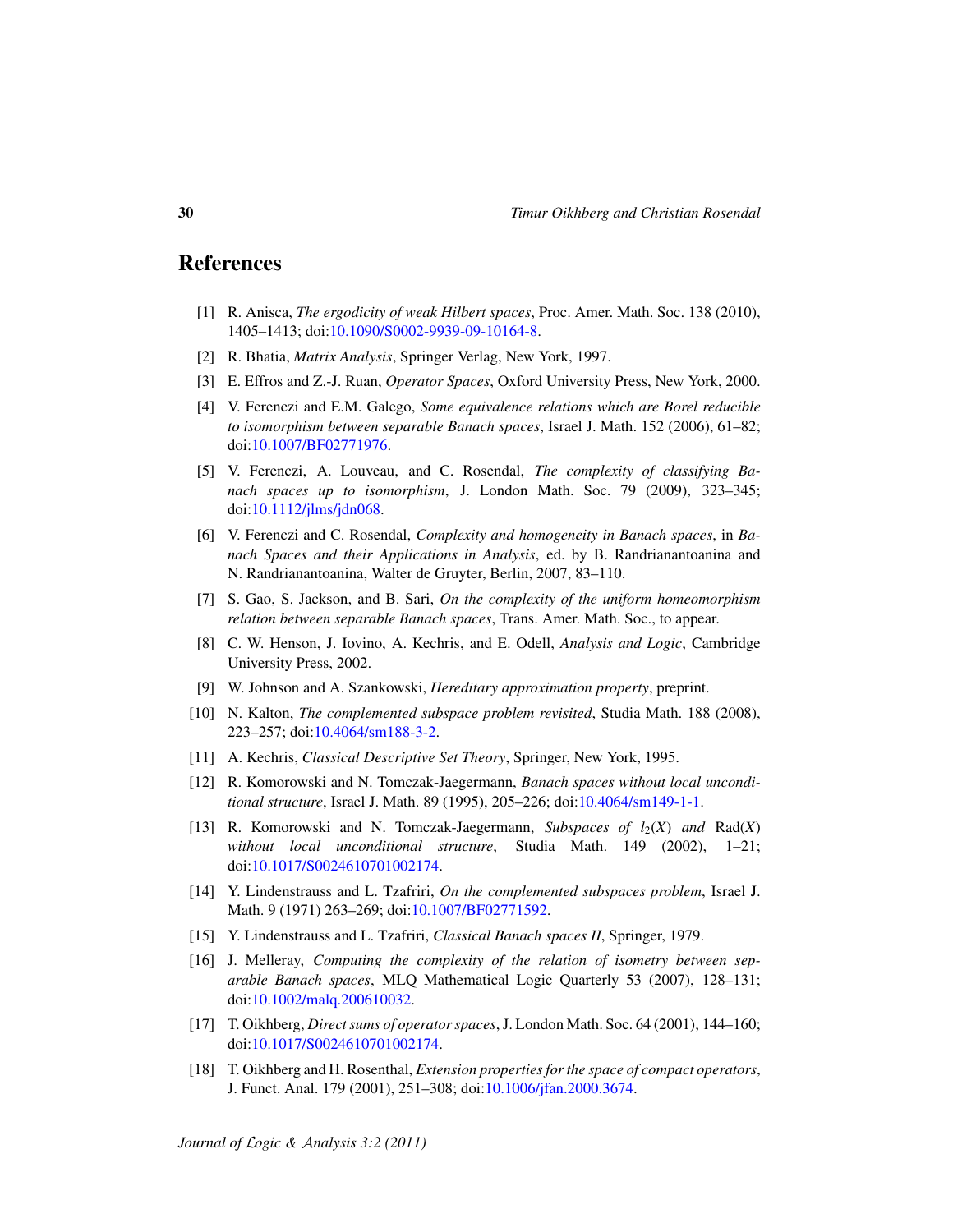## References

[1] R. Anisca, *The ergodicity of weak Hilbert spaces*, Proc. Amer. Math. Soc. 138 (2010), 1405–1413; doi:10.1090/S0002-9939-09-10164-8.

[2] R. Bhatia, *Matrix Analysis*, Springer Verlag, New York, 1997.

[3] E. Effros and Z.-J. Ruan, *Operator Spaces*, Oxford University Press, New York, 2000.

[4] V. Ferenczi and E.M. Galego, *Some equivalence relations which are Borel reducible to isomorphism between separable Banach spaces*, Israel J. Math. 152 (2006), 61–82; doi:10.1007/BF02771976.

[5] V. Ferenczi, A. Louveau, and C. Rosendal, *The complexity of classifying Banach spaces up to isomorphism*, J. London Math. Soc. 79 (2009), 323–345; doi:10.1112/jlms/jdn068.

[6] V. Ferenczi and C. Rosendal, *Complexity and homogeneity in Banach spaces*, in *Banach Spaces and their Applications in Analysis*, ed. by B. Randrianantoanina and N. Randrianantoanina, Walter de Gruyter, Berlin, 2007, 83–110.

[7] S. Gao, S. Jackson, and B. Sari, *On the complexity of the uniform homeomorphism relation between separable Banach spaces*, Trans. Amer. Math. Soc., to appear.

[8] C. W. Henson, J. Iovino, A. Kechris, and E. Odell, *Analysis and Logic*, Cambridge University Press, 2002.

[9] W. Johnson and A. Szankowski, *Hereditary approximation property*, preprint.

[10] N. Kalton, *The complemented subspace problem revisited*, Studia Math. 188 (2008), 223–257; doi:10.4064/sm188-3-2.

[11] A. Kechris, *Classical Descriptive Set Theory*, Springer, New York, 1995.

[12] R. Komorowski and N. Tomczak-Jaegermann, *Banach spaces without local unconditional structure*, Israel J. Math. 89 (1995), 205–226; doi:10.4064/sm149-1-1.

[13] R. Komorowski and N. Tomczak-Jaegermann, *Subspaces of $l_2(X)$ and* Rad$(X)$ *without local unconditional structure*, Studia Math. 149 (2002), 1–21; doi:10.1017/S0024610701002174.

[14] Y. Lindenstrauss and L. Tzafriri, *On the complemented subspaces problem*, Israel J. Math. 9 (1971) 263–269; doi:10.1007/BF02771592.

[15] Y. Lindenstrauss and L. Tzafriri, *Classical Banach spaces II*, Springer, 1979.

[16] J. Melleray, *Computing the complexity of the relation of isometry between separable Banach spaces*, MLQ Mathematical Logic Quarterly 53 (2007), 128–131; doi:10.1002/malq.200610032.

[17] T. Oikhberg, *Direct sums of operator spaces*, J. London Math. Soc. 64 (2001), 144–160; doi:10.1017/S0024610701002174.

[18] T. Oikhberg and H. Rosenthal, *Extension properties for the space of compact operators*, J. Funct. Anal. 179 (2001), 251–308; doi:10.1006/jfan.2000.3674.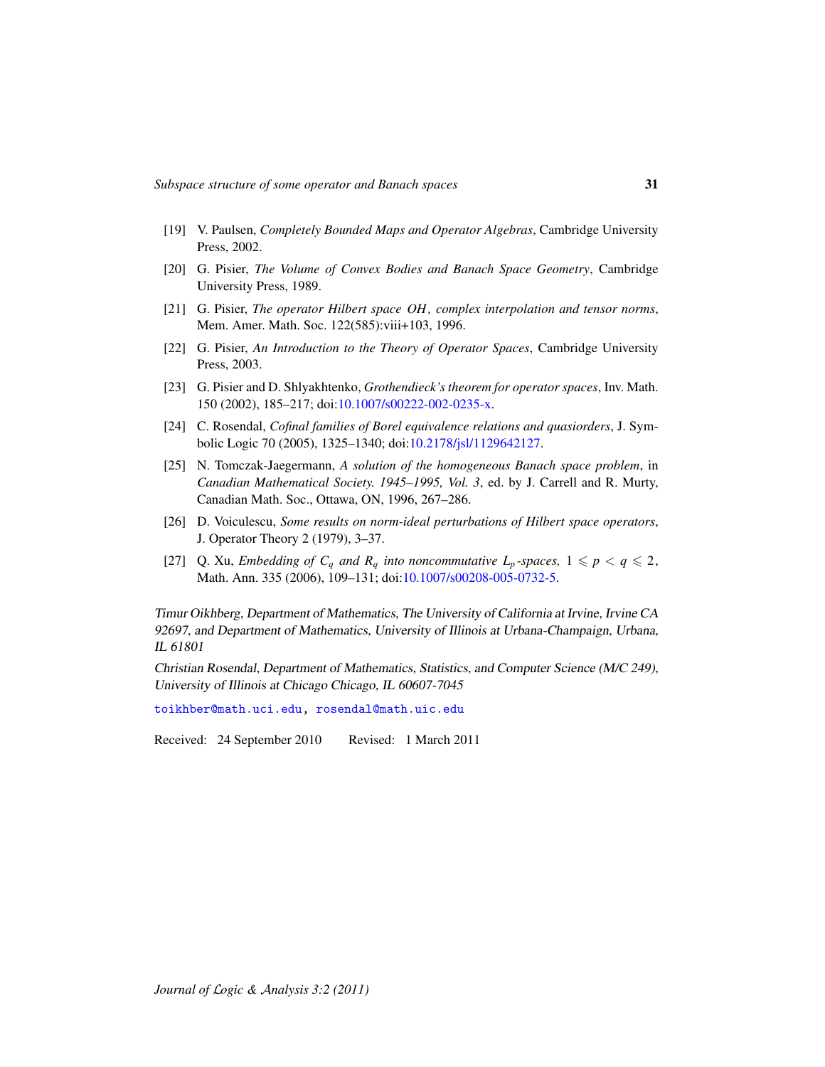[19] V. Paulsen, *Completely Bounded Maps and Operator Algebras*, Cambridge University Press, 2002.

[20] G. Pisier, *The Volume of Convex Bodies and Banach Space Geometry*, Cambridge University Press, 1989.

[21] G. Pisier, *The operator Hilbert space OH, complex interpolation and tensor norms*, Mem. Amer. Math. Soc. 122(585):viii+103, 1996.

[22] G. Pisier, *An Introduction to the Theory of Operator Spaces*, Cambridge University Press, 2003.

[23] G. Pisier and D. Shlyakhtenko, *Grothendieck's theorem for operator spaces*, Inv. Math. 150 (2002), 185–217; doi:10.1007/s00222-002-0235-x.

[24] C. Rosendal, *Cofinal families of Borel equivalence relations and quasiorders*, J. Symbolic Logic 70 (2005), 1325–1340; doi:10.2178/jsl/1129642127.

[25] N. Tomczak-Jaegermann, *A solution of the homogeneous Banach space problem*, in *Canadian Mathematical Society. 1945–1995, Vol. 3*, ed. by J. Carrell and R. Murty, Canadian Math. Soc., Ottawa, ON, 1996, 267–286.

[26] D. Voiculescu, *Some results on norm-ideal perturbations of Hilbert space operators*, J. Operator Theory 2 (1979), 3–37.

[27] Q. Xu, *Embedding of $C_q$ and $R_q$ into noncommutative $L_p$-spaces, $1 \leqslant p < q \leqslant 2$*, Math. Ann. 335 (2006), 109–131; doi:10.1007/s00208-005-0732-5.

*Timur Oikhberg, Department of Mathematics, The University of California at Irvine, Irvine CA 92697, and Department of Mathematics, University of Illinois at Urbana-Champaign, Urbana, IL 61801*

*Christian Rosendal, Department of Mathematics, Statistics, and Computer Science (M/C 249), University of Illinois at Chicago Chicago, IL 60607-7045*

toikhber@math.uci.edu, rosendal@math.uic.edu

Received: 24 September 2010 Revised: 1 March 2011